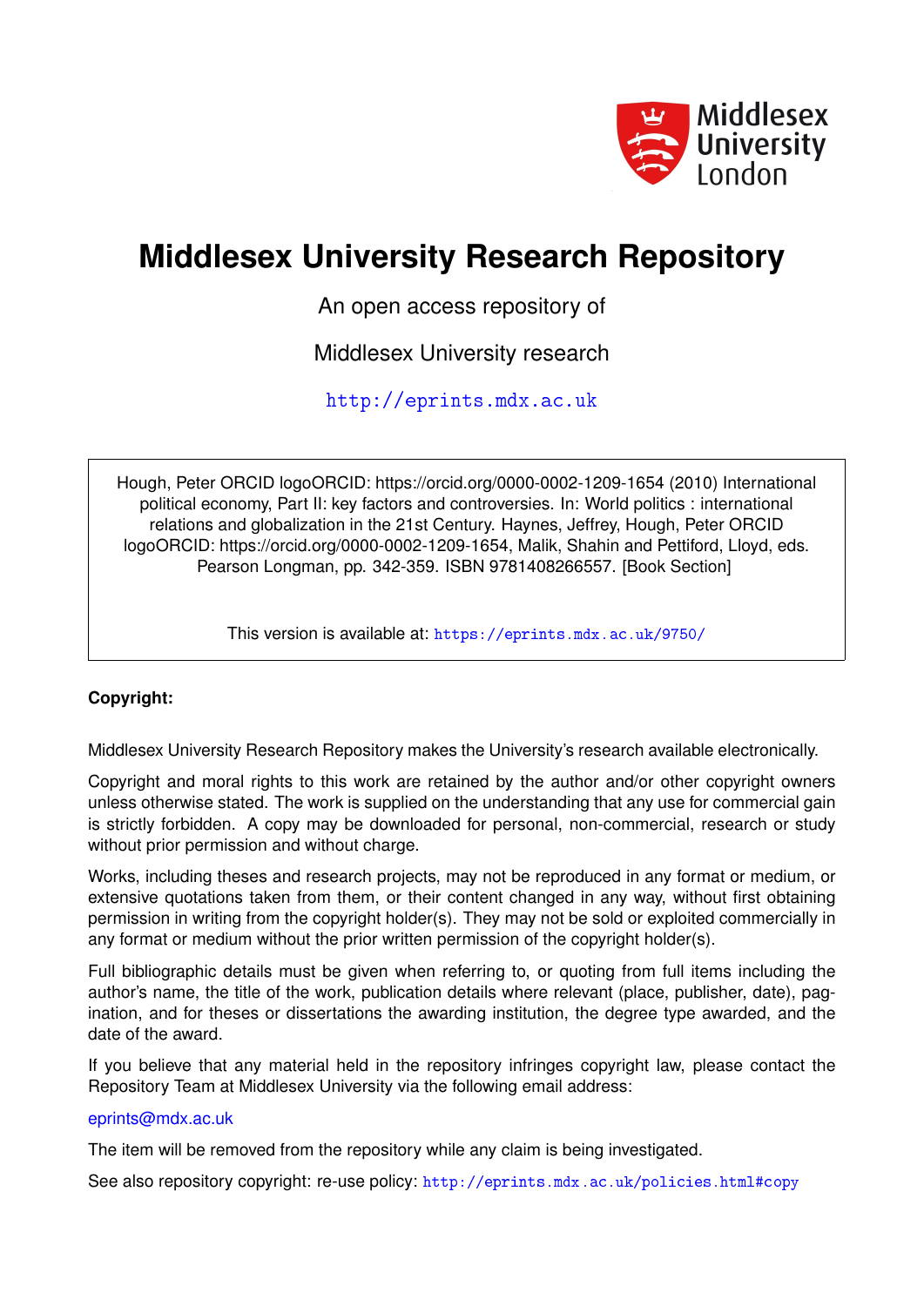# Middlesex University Research Repository

An open access repository of

Middlesex University research

http://eprints.mdx.ac.uk

Hough, Peter ORCID logoORCID: https://orcid.org/0000-0002-1209-1654 (2010) International political economy, Part II: key factors and controversies. In: World politics : international relations and globalization in the 21st Century. Haynes, Jeffrey, Hough, Peter ORCID logoORCID: https://orcid.org/0000-0002-1209-1654, Malik, Shahin and Pettiford, Lloyd, eds. Pearson Longman, pp. 342-359. ISBN 9781408266557. [Book Section]

This version is available at: https://eprints.mdx.ac.uk/9750/

**Copyright:**

Middlesex University Research Repository makes the University's research available electronically.

Copyright and moral rights to this work are retained by the author and/or other copyright owners unless otherwise stated. The work is supplied on the understanding that any use for commercial gain is strictly forbidden. A copy may be downloaded for personal, non-commercial, research or study without prior permission and without charge.

Works, including theses and research projects, may not be reproduced in any format or medium, or extensive quotations taken from them, or their content changed in any way, without first obtaining permission in writing from the copyright holder(s). They may not be sold or exploited commercially in any format or medium without the prior written permission of the copyright holder(s).

Full bibliographic details must be given when referring to, or quoting from full items including the author's name, the title of the work, publication details where relevant (place, publisher, date), pagination, and for theses or dissertations the awarding institution, the degree type awarded, and the date of the award.

If you believe that any material held in the repository infringes copyright law, please contact the Repository Team at Middlesex University via the following email address:

eprints@mdx.ac.uk

The item will be removed from the repository while any claim is being investigated.

See also repository copyright: re-use policy: http://eprints.mdx.ac.uk/policies.html#copy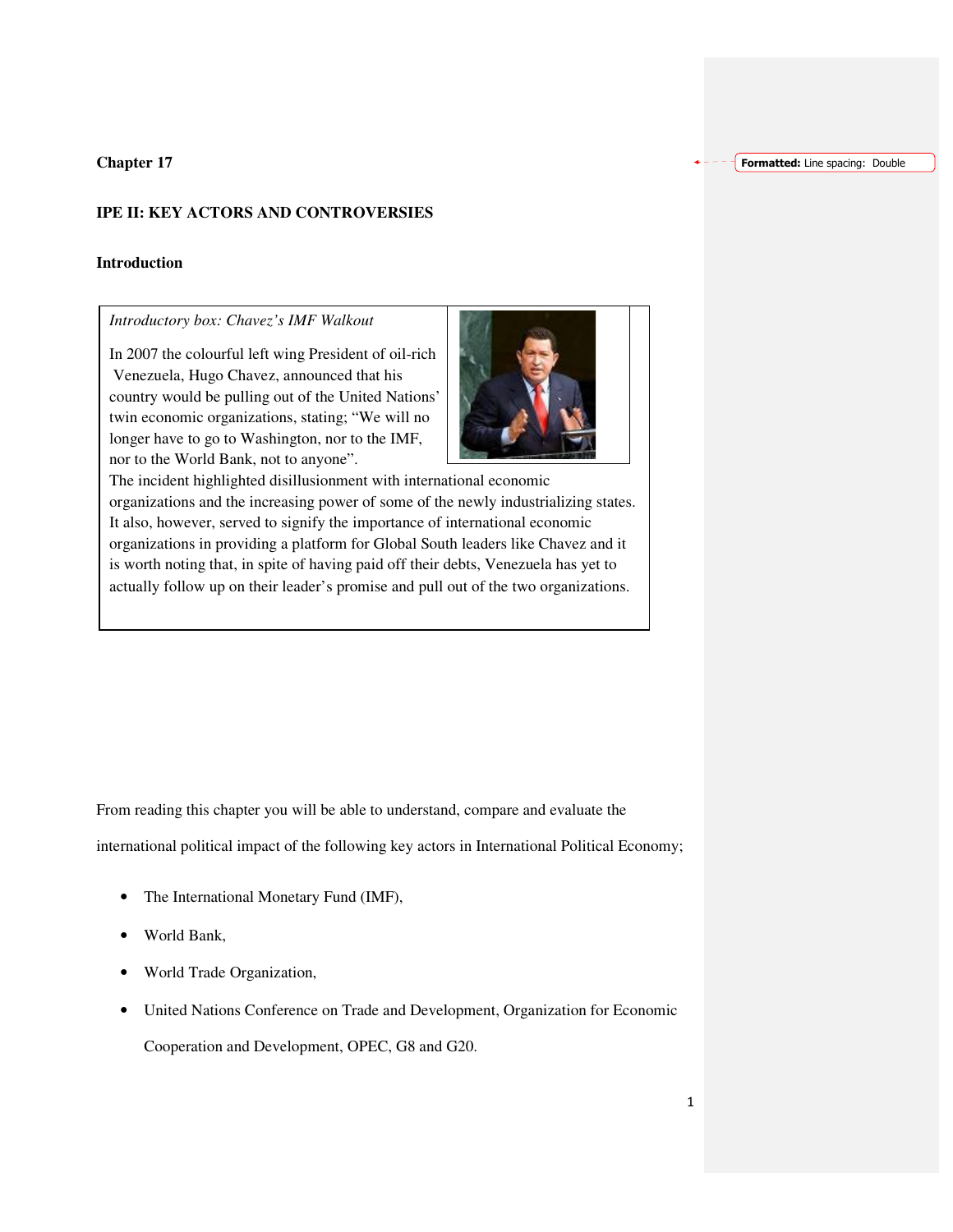**Chapter 17**

**IPE II: KEY ACTORS AND CONTROVERSIES**

**Introduction**

> *Introductory box: Chavez's IMF Walkout*
>
> In 2007 the colourful left wing President of oil-rich Venezuela, Hugo Chavez, announced that his country would be pulling out of the United Nations' twin economic organizations, stating; "We will no longer have to go to Washington, nor to the IMF, nor to the World Bank, not to anyone".
> The incident highlighted disillusionment with international economic organizations and the increasing power of some of the newly industrializing states. It also, however, served to signify the importance of international economic organizations in providing a platform for Global South leaders like Chavez and it is worth noting that, in spite of having paid off their debts, Venezuela has yet to actually follow up on their leader's promise and pull out of the two organizations.

From reading this chapter you will be able to understand, compare and evaluate the international political impact of the following key actors in International Political Economy;

- The International Monetary Fund (IMF),
- World Bank,
- World Trade Organization,
- United Nations Conference on Trade and Development, Organization for Economic Cooperation and Development, OPEC, G8 and G20.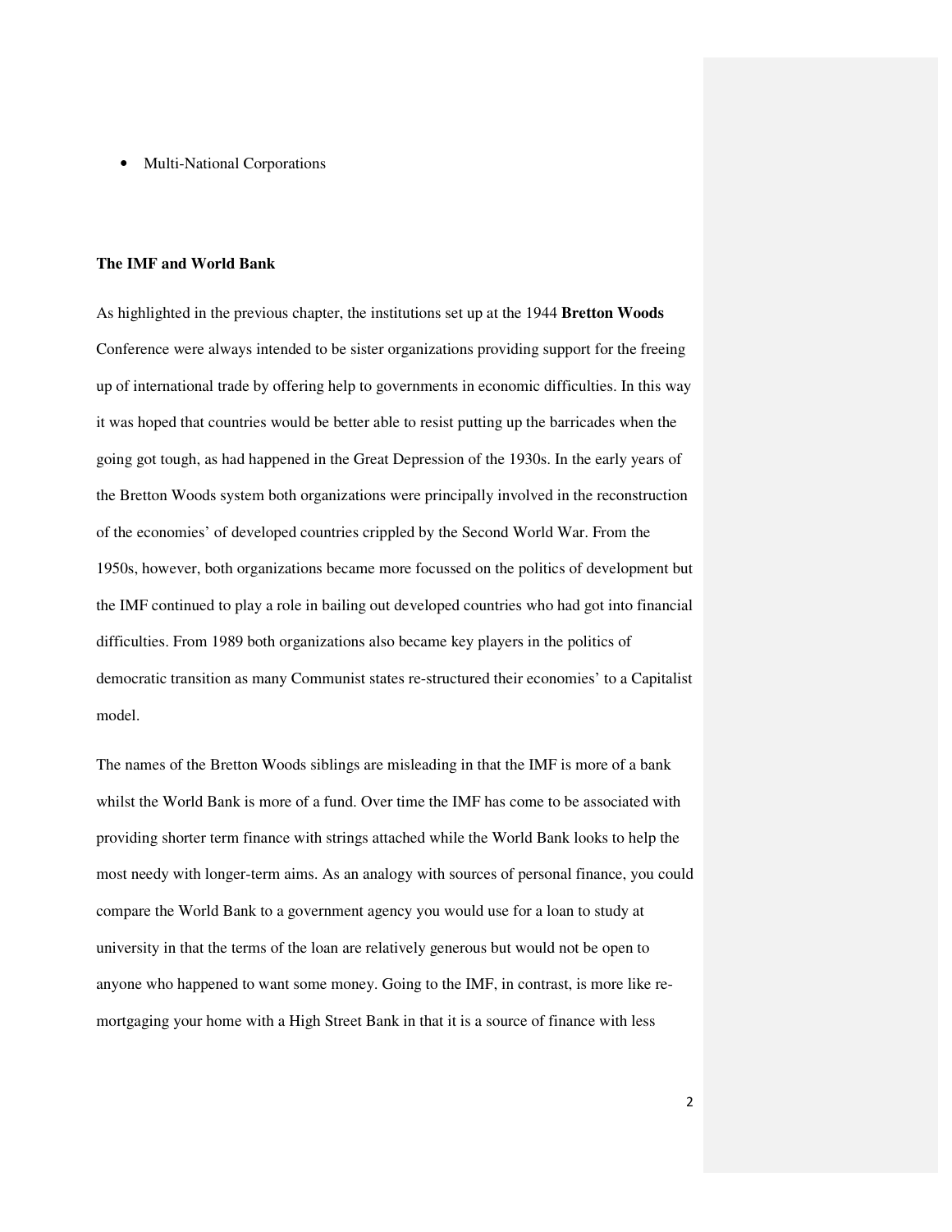- Multi-National Corporations

**The IMF and World Bank**

As highlighted in the previous chapter, the institutions set up at the 1944 **Bretton Woods** Conference were always intended to be sister organizations providing support for the freeing up of international trade by offering help to governments in economic difficulties. In this way it was hoped that countries would be better able to resist putting up the barricades when the going got tough, as had happened in the Great Depression of the 1930s. In the early years of the Bretton Woods system both organizations were principally involved in the reconstruction of the economies' of developed countries crippled by the Second World War. From the 1950s, however, both organizations became more focussed on the politics of development but the IMF continued to play a role in bailing out developed countries who had got into financial difficulties. From 1989 both organizations also became key players in the politics of democratic transition as many Communist states re-structured their economies' to a Capitalist model.

The names of the Bretton Woods siblings are misleading in that the IMF is more of a bank whilst the World Bank is more of a fund. Over time the IMF has come to be associated with providing shorter term finance with strings attached while the World Bank looks to help the most needy with longer-term aims. As an analogy with sources of personal finance, you could compare the World Bank to a government agency you would use for a loan to study at university in that the terms of the loan are relatively generous but would not be open to anyone who happened to want some money. Going to the IMF, in contrast, is more like re-mortgaging your home with a High Street Bank in that it is a source of finance with less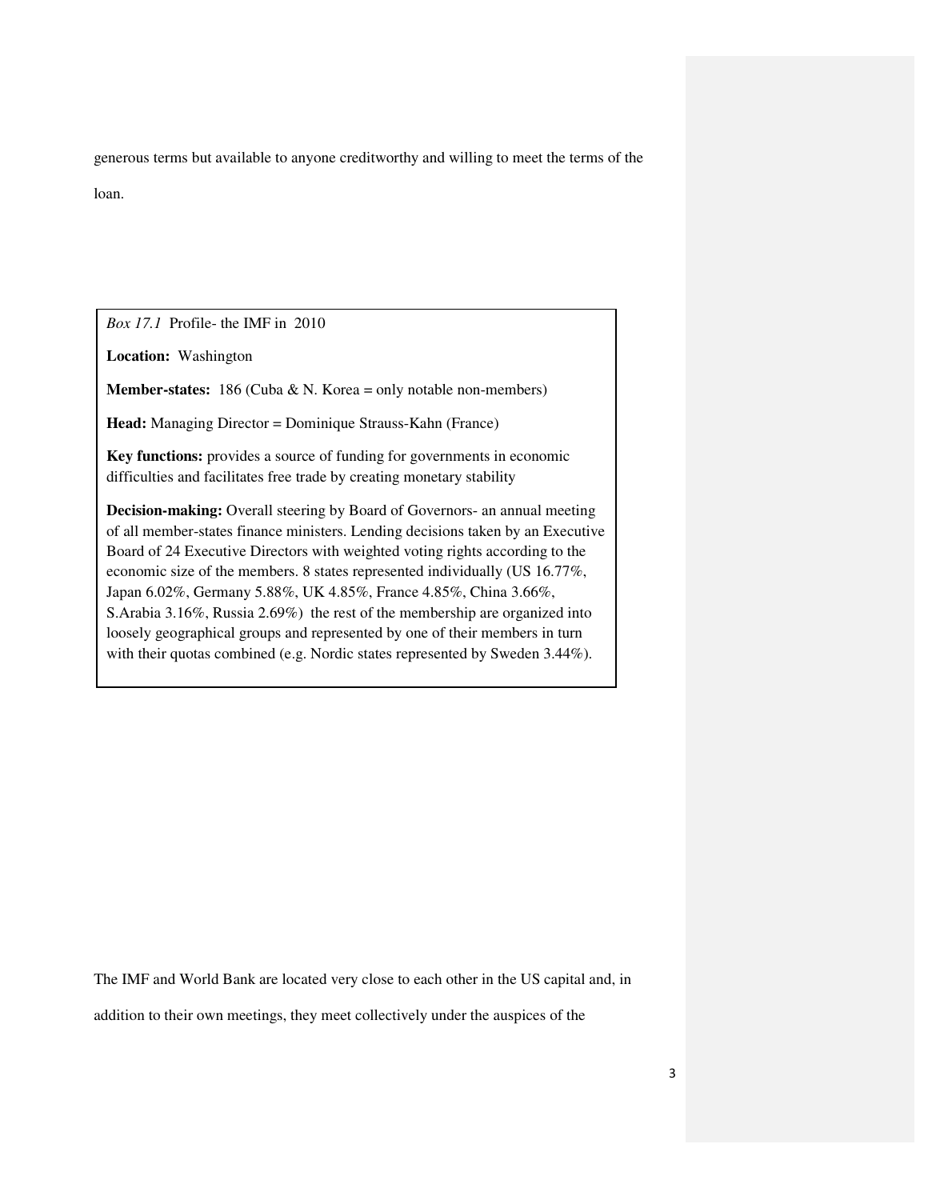generous terms but available to anyone creditworthy and willing to meet the terms of the loan.

> *Box 17.1* Profile- the IMF in 2010
>
> **Location:** Washington
>
> **Member-states:** 186 (Cuba & N. Korea = only notable non-members)
>
> **Head:** Managing Director = Dominique Strauss-Kahn (France)
>
> **Key functions:** provides a source of funding for governments in economic difficulties and facilitates free trade by creating monetary stability
>
> **Decision-making:** Overall steering by Board of Governors- an annual meeting of all member-states finance ministers. Lending decisions taken by an Executive Board of 24 Executive Directors with weighted voting rights according to the economic size of the members. 8 states represented individually (US 16.77%, Japan 6.02%, Germany 5.88%, UK 4.85%, France 4.85%, China 3.66%, S.Arabia 3.16%, Russia 2.69%) the rest of the membership are organized into loosely geographical groups and represented by one of their members in turn with their quotas combined (e.g. Nordic states represented by Sweden 3.44%).

The IMF and World Bank are located very close to each other in the US capital and, in addition to their own meetings, they meet collectively under the auspices of the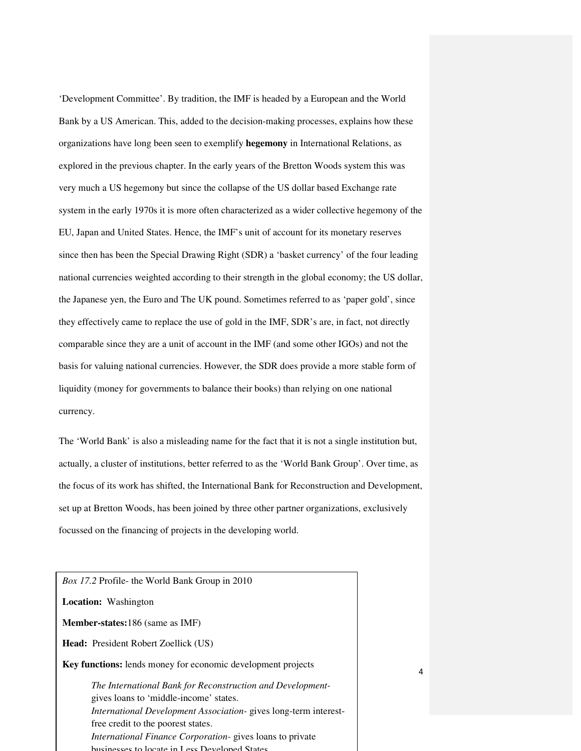'Development Committee'. By tradition, the IMF is headed by a European and the World Bank by a US American. This, added to the decision-making processes, explains how these organizations have long been seen to exemplify **hegemony** in International Relations, as explored in the previous chapter. In the early years of the Bretton Woods system this was very much a US hegemony but since the collapse of the US dollar based Exchange rate system in the early 1970s it is more often characterized as a wider collective hegemony of the EU, Japan and United States. Hence, the IMF's unit of account for its monetary reserves since then has been the Special Drawing Right (SDR) a 'basket currency' of the four leading national currencies weighted according to their strength in the global economy; the US dollar, the Japanese yen, the Euro and The UK pound. Sometimes referred to as 'paper gold', since they effectively came to replace the use of gold in the IMF, SDR's are, in fact, not directly comparable since they are a unit of account in the IMF (and some other IGOs) and not the basis for valuing national currencies. However, the SDR does provide a more stable form of liquidity (money for governments to balance their books) than relying on one national currency.

The 'World Bank' is also a misleading name for the fact that it is not a single institution but, actually, a cluster of institutions, better referred to as the 'World Bank Group'. Over time, as the focus of its work has shifted, the International Bank for Reconstruction and Development, set up at Bretton Woods, has been joined by three other partner organizations, exclusively focussed on the financing of projects in the developing world.

*Box 17.2* Profile- the World Bank Group in 2010

**Location:** Washington

**Member-states:**186 (same as IMF)

**Head:** President Robert Zoellick (US)

**Key functions:** lends money for economic development projects

> *The International Bank for Reconstruction and Development-* gives loans to 'middle-income' states.
> *International Development Association-* gives long-term interest-free credit to the poorest states.
> *International Finance Corporation-* gives loans to private businesses to locate in Less Developed States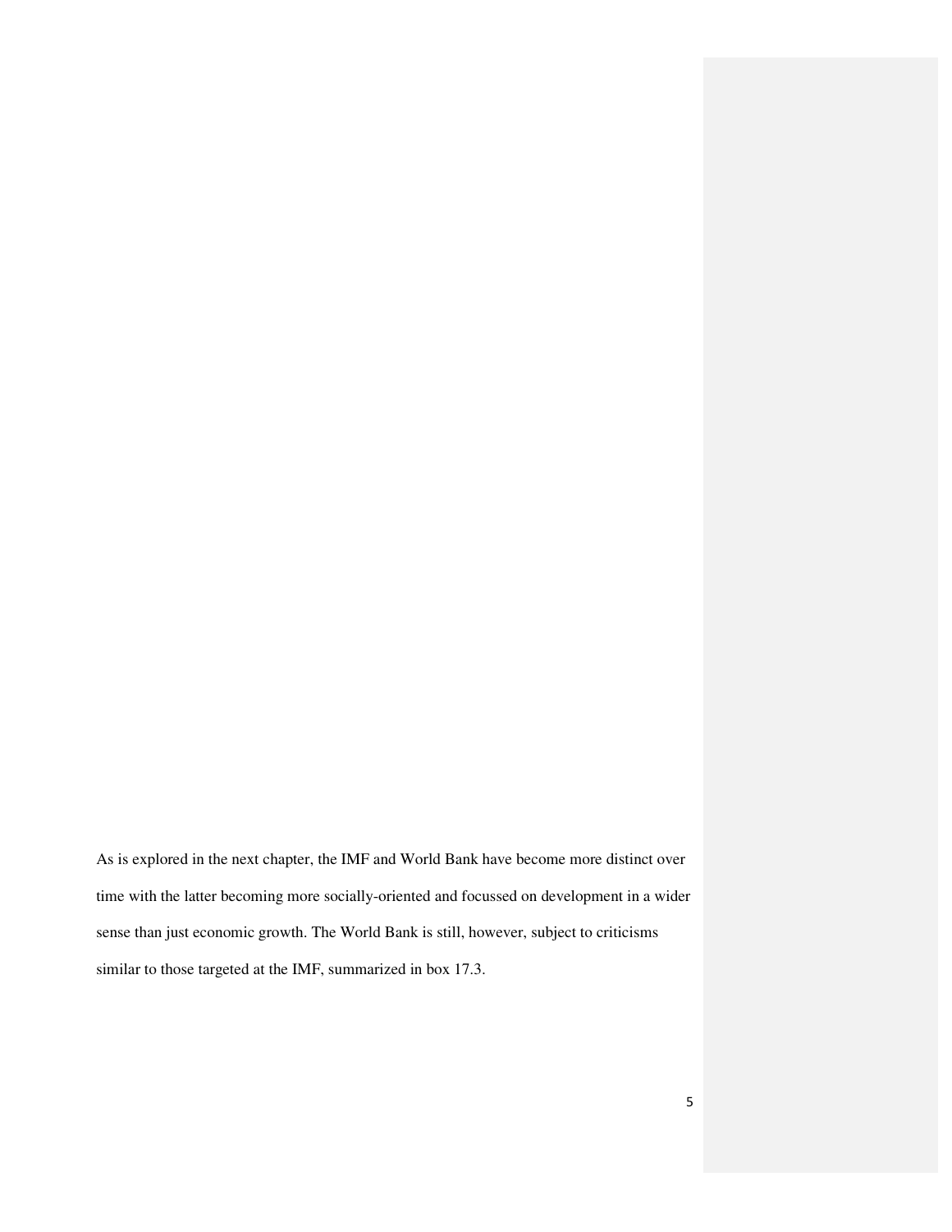As is explored in the next chapter, the IMF and World Bank have become more distinct over time with the latter becoming more socially-oriented and focussed on development in a wider sense than just economic growth. The World Bank is still, however, subject to criticisms similar to those targeted at the IMF, summarized in box 17.3.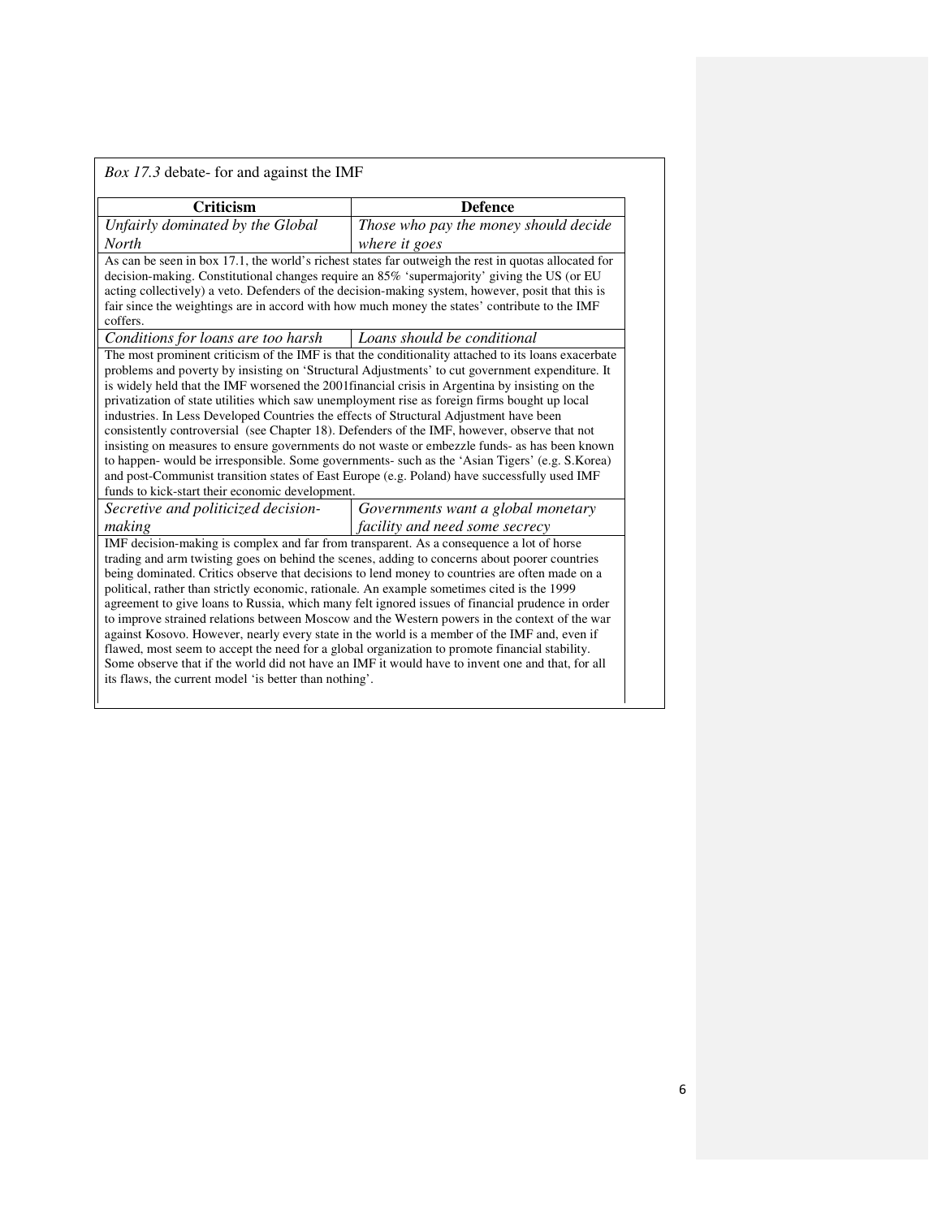*Box 17.3* debate- for and against the IMF

| Criticism | Defence |
|---|---|
| *Unfairly dominated by the Global North* | *Those who pay the money should decide where it goes* |

As can be seen in box 17.1, the world's richest states far outweigh the rest in quotas allocated for decision-making. Constitutional changes require an 85% 'supermajority' giving the US (or EU acting collectively) a veto. Defenders of the decision-making system, however, posit that this is fair since the weightings are in accord with how much money the states' contribute to the IMF coffers.

| Criticism | Defence |
|---|---|
| *Conditions for loans are too harsh* | *Loans should be conditional* |

The most prominent criticism of the IMF is that the conditionality attached to its loans exacerbate problems and poverty by insisting on 'Structural Adjustments' to cut government expenditure. It is widely held that the IMF worsened the 2001financial crisis in Argentina by insisting on the privatization of state utilities which saw unemployment rise as foreign firms bought up local industries. In Less Developed Countries the effects of Structural Adjustment have been consistently controversial (see Chapter 18). Defenders of the IMF, however, observe that not insisting on measures to ensure governments do not waste or embezzle funds- as has been known to happen- would be irresponsible. Some governments- such as the 'Asian Tigers' (e.g. S.Korea) and post-Communist transition states of East Europe (e.g. Poland) have successfully used IMF funds to kick-start their economic development.

| Criticism | Defence |
|---|---|
| *Secretive and politicized decision-making* | *Governments want a global monetary facility and need some secrecy* |

IMF decision-making is complex and far from transparent. As a consequence a lot of horse trading and arm twisting goes on behind the scenes, adding to concerns about poorer countries being dominated. Critics observe that decisions to lend money to countries are often made on a political, rather than strictly economic, rationale. An example sometimes cited is the 1999 agreement to give loans to Russia, which many felt ignored issues of financial prudence in order to improve strained relations between Moscow and the Western powers in the context of the war against Kosovo. However, nearly every state in the world is a member of the IMF and, even if flawed, most seem to accept the need for a global organization to promote financial stability. Some observe that if the world did not have an IMF it would have to invent one and that, for all its flaws, the current model 'is better than nothing'.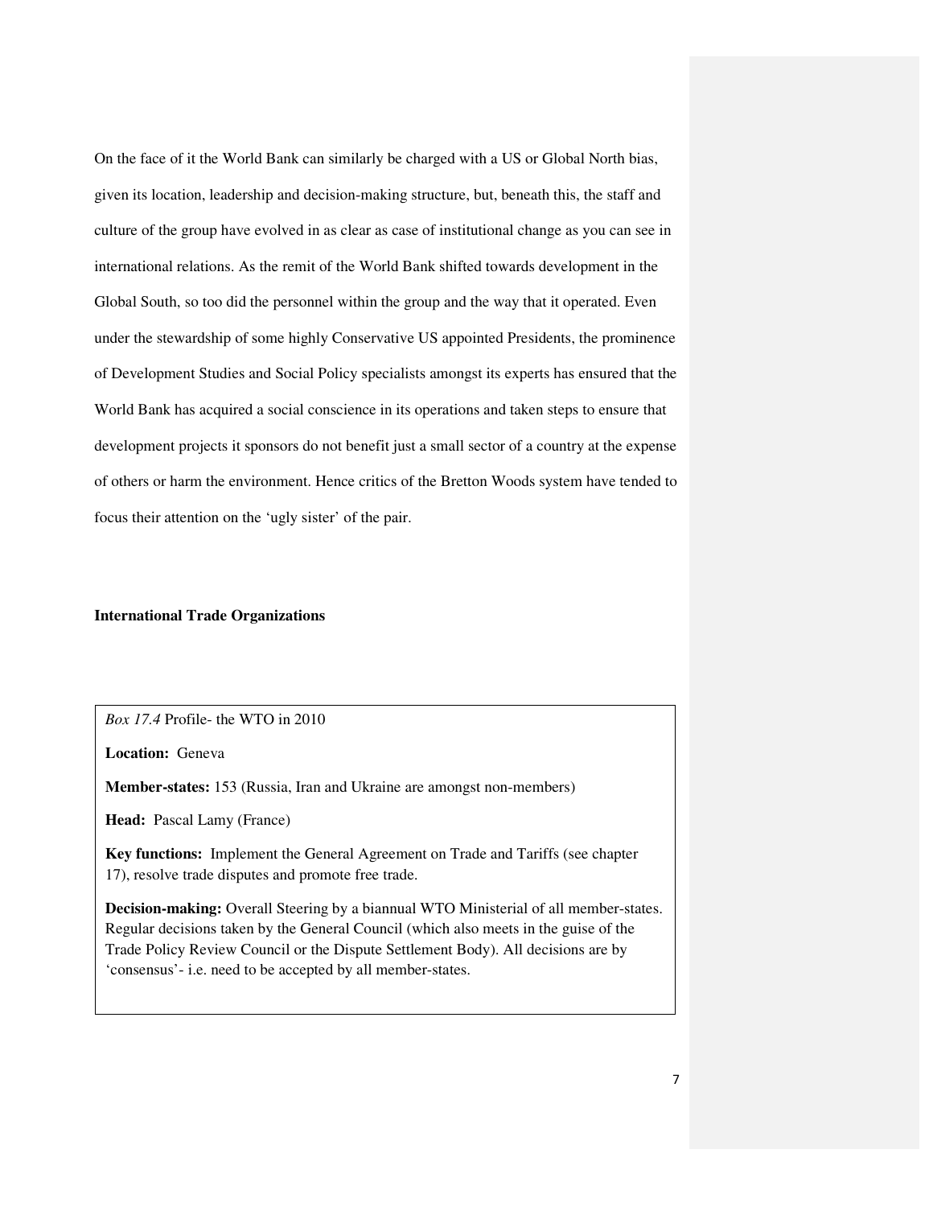On the face of it the World Bank can similarly be charged with a US or Global North bias, given its location, leadership and decision-making structure, but, beneath this, the staff and culture of the group have evolved in as clear as case of institutional change as you can see in international relations. As the remit of the World Bank shifted towards development in the Global South, so too did the personnel within the group and the way that it operated. Even under the stewardship of some highly Conservative US appointed Presidents, the prominence of Development Studies and Social Policy specialists amongst its experts has ensured that the World Bank has acquired a social conscience in its operations and taken steps to ensure that development projects it sponsors do not benefit just a small sector of a country at the expense of others or harm the environment. Hence critics of the Bretton Woods system have tended to focus their attention on the 'ugly sister' of the pair.

### International Trade Organizations

*Box 17.4* Profile- the WTO in 2010

**Location:** Geneva

**Member-states:** 153 (Russia, Iran and Ukraine are amongst non-members)

**Head:** Pascal Lamy (France)

**Key functions:** Implement the General Agreement on Trade and Tariffs (see chapter 17), resolve trade disputes and promote free trade.

**Decision-making:** Overall Steering by a biannual WTO Ministerial of all member-states. Regular decisions taken by the General Council (which also meets in the guise of the Trade Policy Review Council or the Dispute Settlement Body). All decisions are by 'consensus'- i.e. need to be accepted by all member-states.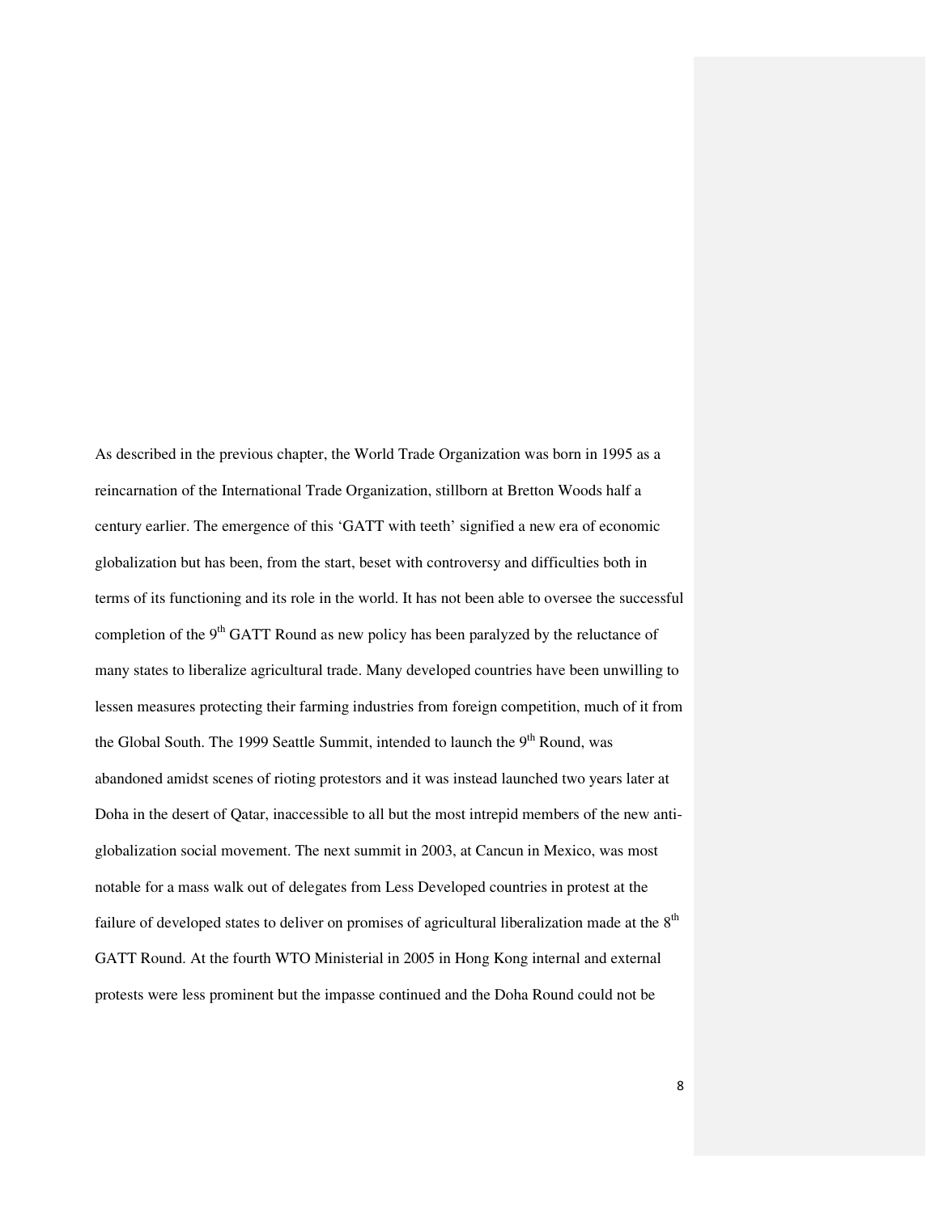As described in the previous chapter, the World Trade Organization was born in 1995 as a reincarnation of the International Trade Organization, stillborn at Bretton Woods half a century earlier. The emergence of this 'GATT with teeth' signified a new era of economic globalization but has been, from the start, beset with controversy and difficulties both in terms of its functioning and its role in the world. It has not been able to oversee the successful completion of the 9th GATT Round as new policy has been paralyzed by the reluctance of many states to liberalize agricultural trade. Many developed countries have been unwilling to lessen measures protecting their farming industries from foreign competition, much of it from the Global South. The 1999 Seattle Summit, intended to launch the 9th Round, was abandoned amidst scenes of rioting protestors and it was instead launched two years later at Doha in the desert of Qatar, inaccessible to all but the most intrepid members of the new anti-globalization social movement. The next summit in 2003, at Cancun in Mexico, was most notable for a mass walk out of delegates from Less Developed countries in protest at the failure of developed states to deliver on promises of agricultural liberalization made at the 8th GATT Round. At the fourth WTO Ministerial in 2005 in Hong Kong internal and external protests were less prominent but the impasse continued and the Doha Round could not be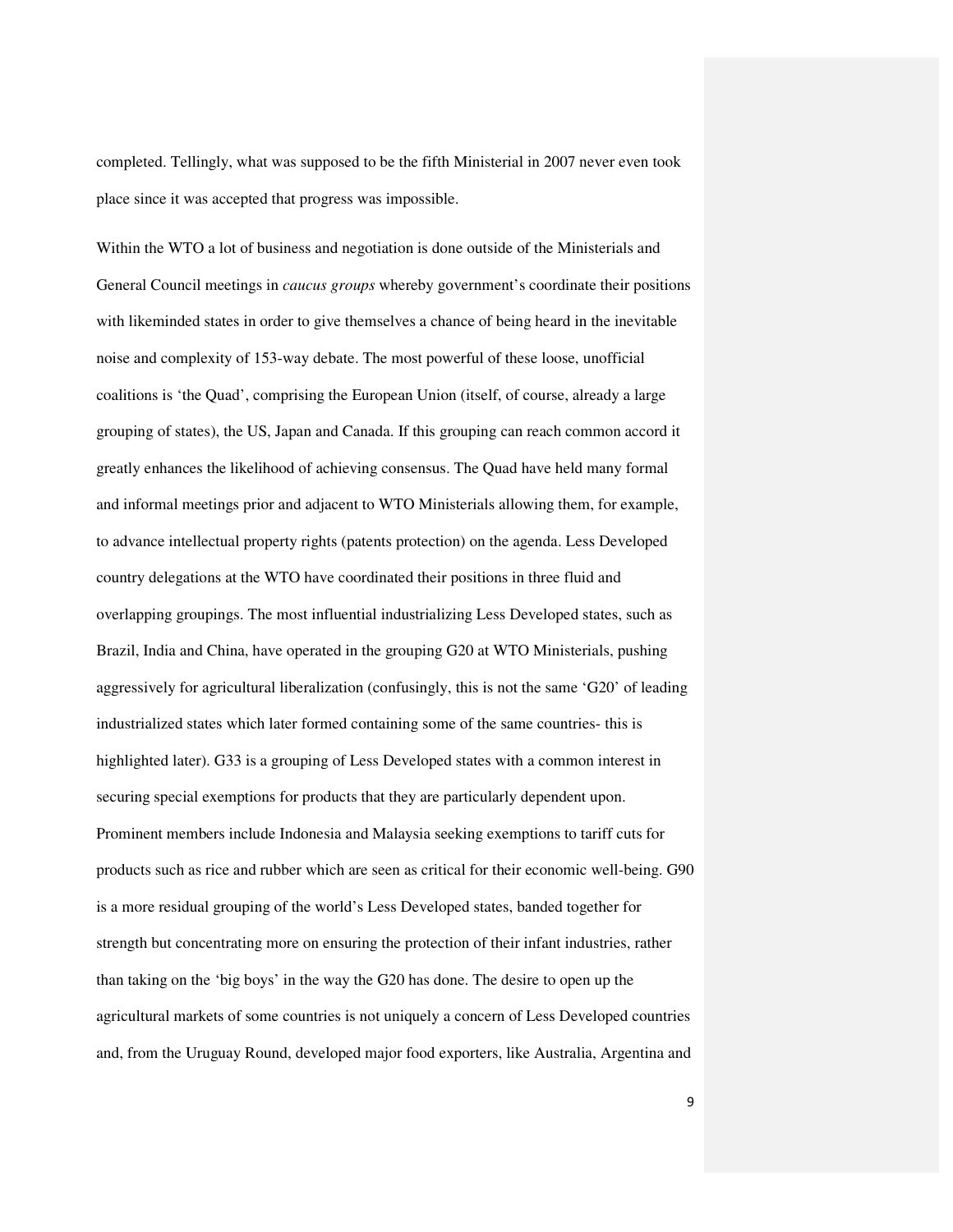completed. Tellingly, what was supposed to be the fifth Ministerial in 2007 never even took place since it was accepted that progress was impossible.

Within the WTO a lot of business and negotiation is done outside of the Ministerials and General Council meetings in *caucus groups* whereby government's coordinate their positions with likeminded states in order to give themselves a chance of being heard in the inevitable noise and complexity of 153-way debate. The most powerful of these loose, unofficial coalitions is 'the Quad', comprising the European Union (itself, of course, already a large grouping of states), the US, Japan and Canada. If this grouping can reach common accord it greatly enhances the likelihood of achieving consensus. The Quad have held many formal and informal meetings prior and adjacent to WTO Ministerials allowing them, for example, to advance intellectual property rights (patents protection) on the agenda. Less Developed country delegations at the WTO have coordinated their positions in three fluid and overlapping groupings. The most influential industrializing Less Developed states, such as Brazil, India and China, have operated in the grouping G20 at WTO Ministerials, pushing aggressively for agricultural liberalization (confusingly, this is not the same 'G20' of leading industrialized states which later formed containing some of the same countries- this is highlighted later). G33 is a grouping of Less Developed states with a common interest in securing special exemptions for products that they are particularly dependent upon. Prominent members include Indonesia and Malaysia seeking exemptions to tariff cuts for products such as rice and rubber which are seen as critical for their economic well-being. G90 is a more residual grouping of the world's Less Developed states, banded together for strength but concentrating more on ensuring the protection of their infant industries, rather than taking on the 'big boys' in the way the G20 has done. The desire to open up the agricultural markets of some countries is not uniquely a concern of Less Developed countries and, from the Uruguay Round, developed major food exporters, like Australia, Argentina and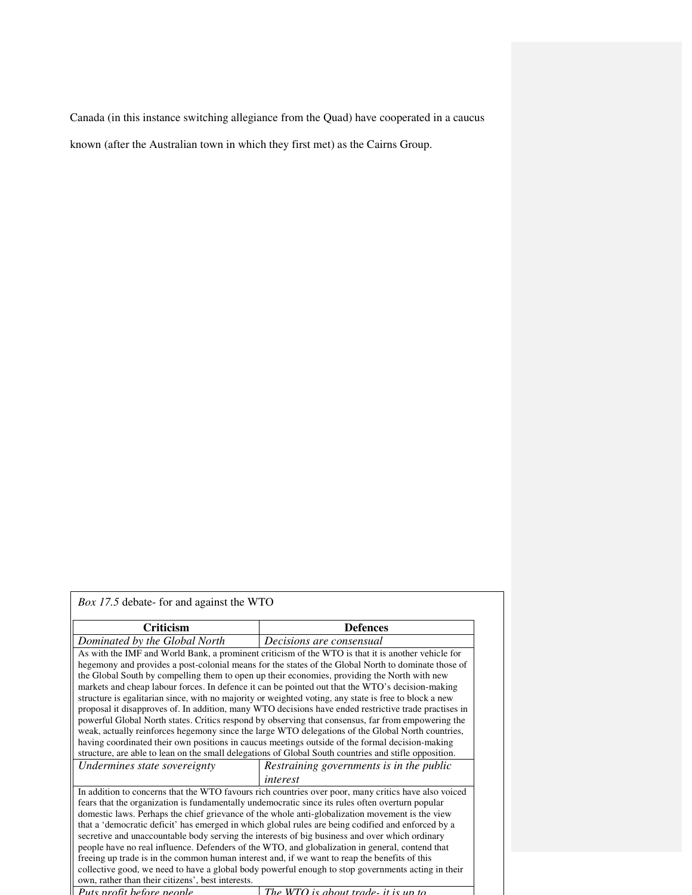Canada (in this instance switching allegiance from the Quad) have cooperated in a caucus known (after the Australian town in which they first met) as the Cairns Group.

*Box 17.5* debate- for and against the WTO

| Criticism | Defences |
|---|---|
| *Dominated by the Global North* | *Decisions are consensual* |
| As with the IMF and World Bank, a prominent criticism of the WTO is that it is another vehicle for hegemony and provides a post-colonial means for the states of the Global North to dominate those of the Global South by compelling them to open up their economies, providing the North with new markets and cheap labour forces. In defence it can be pointed out that the WTO's decision-making structure is egalitarian since, with no majority or weighted voting, any state is free to block a new proposal it disapproves of. In addition, many WTO decisions have ended restrictive trade practises in powerful Global North states. Critics respond by observing that consensus, far from empowering the weak, actually reinforces hegemony since the large WTO delegations of the Global North countries, having coordinated their own positions in caucus meetings outside of the formal decision-making structure, are able to lean on the small delegations of Global South countries and stifle opposition. | |
| *Undermines state sovereignty* | *Restraining governments is in the public interest* |
| In addition to concerns that the WTO favours rich countries over poor, many critics have also voiced fears that the organization is fundamentally undemocratic since its rules often overturn popular domestic laws. Perhaps the chief grievance of the whole anti-globalization movement is the view that a 'democratic deficit' has emerged in which global rules are being codified and enforced by a secretive and unaccountable body serving the interests of big business and over which ordinary people have no real influence. Defenders of the WTO, and globalization in general, contend that freeing up trade is in the common human interest and, if we want to reap the benefits of this collective good, we need to have a global body powerful enough to stop governments acting in their own, rather than their citizens', best interests. | |
| *Puts profit before people* | *The WTO is about trade- it is up to* |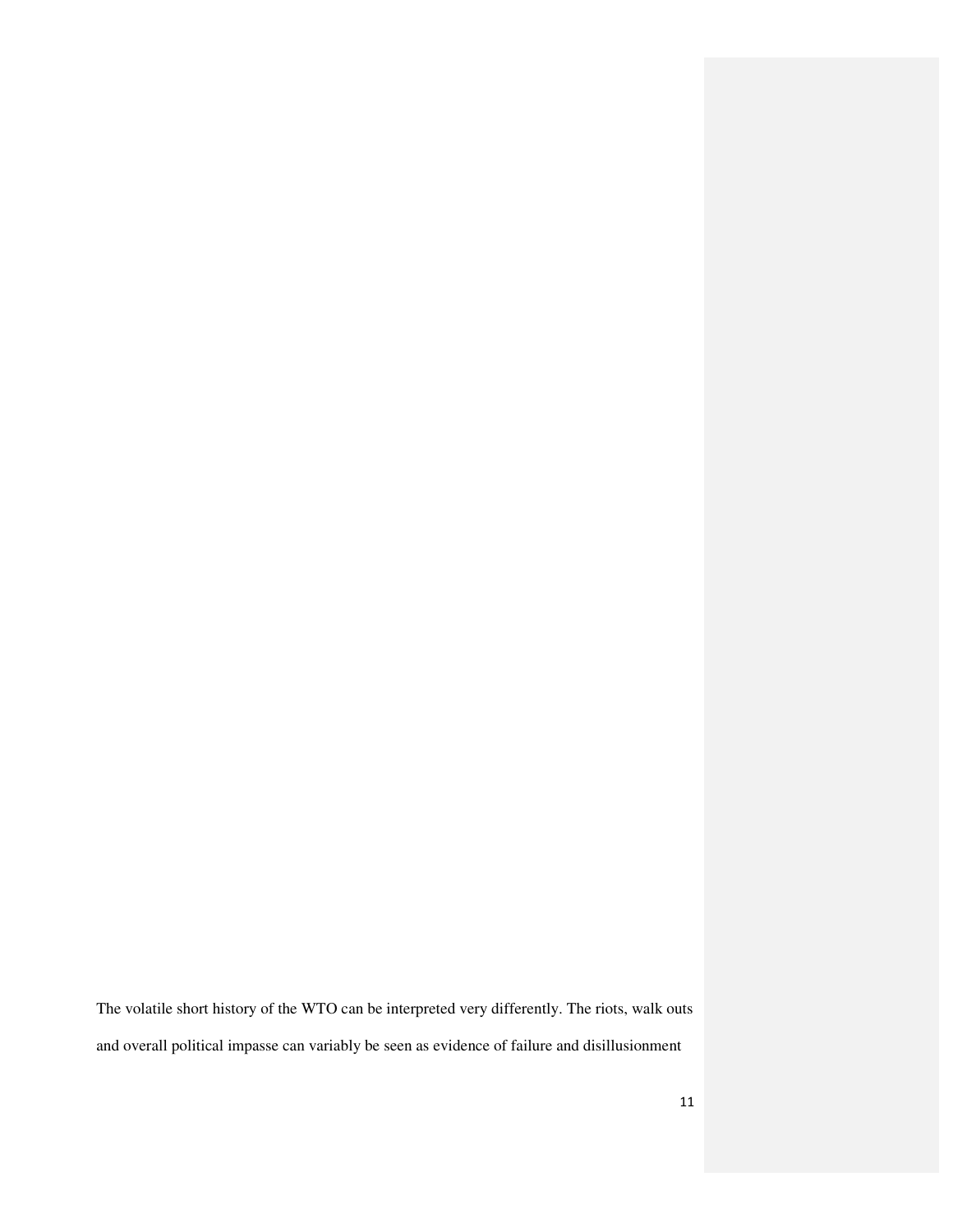The volatile short history of the WTO can be interpreted very differently. The riots, walk outs and overall political impasse can variably be seen as evidence of failure and disillusionment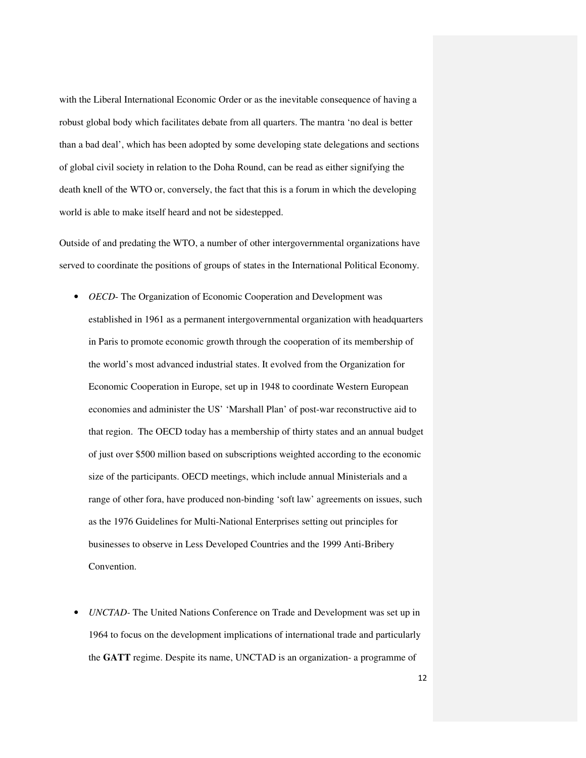with the Liberal International Economic Order or as the inevitable consequence of having a robust global body which facilitates debate from all quarters. The mantra 'no deal is better than a bad deal', which has been adopted by some developing state delegations and sections of global civil society in relation to the Doha Round, can be read as either signifying the death knell of the WTO or, conversely, the fact that this is a forum in which the developing world is able to make itself heard and not be sidestepped.

Outside of and predating the WTO, a number of other intergovernmental organizations have served to coordinate the positions of groups of states in the International Political Economy.

- *OECD*- The Organization of Economic Cooperation and Development was established in 1961 as a permanent intergovernmental organization with headquarters in Paris to promote economic growth through the cooperation of its membership of the world's most advanced industrial states. It evolved from the Organization for Economic Cooperation in Europe, set up in 1948 to coordinate Western European economies and administer the US' 'Marshall Plan' of post-war reconstructive aid to that region. The OECD today has a membership of thirty states and an annual budget of just over $500 million based on subscriptions weighted according to the economic size of the participants. OECD meetings, which include annual Ministerials and a range of other fora, have produced non-binding 'soft law' agreements on issues, such as the 1976 Guidelines for Multi-National Enterprises setting out principles for businesses to observe in Less Developed Countries and the 1999 Anti-Bribery Convention.

- *UNCTAD*- The United Nations Conference on Trade and Development was set up in 1964 to focus on the development implications of international trade and particularly the **GATT** regime. Despite its name, UNCTAD is an organization- a programme of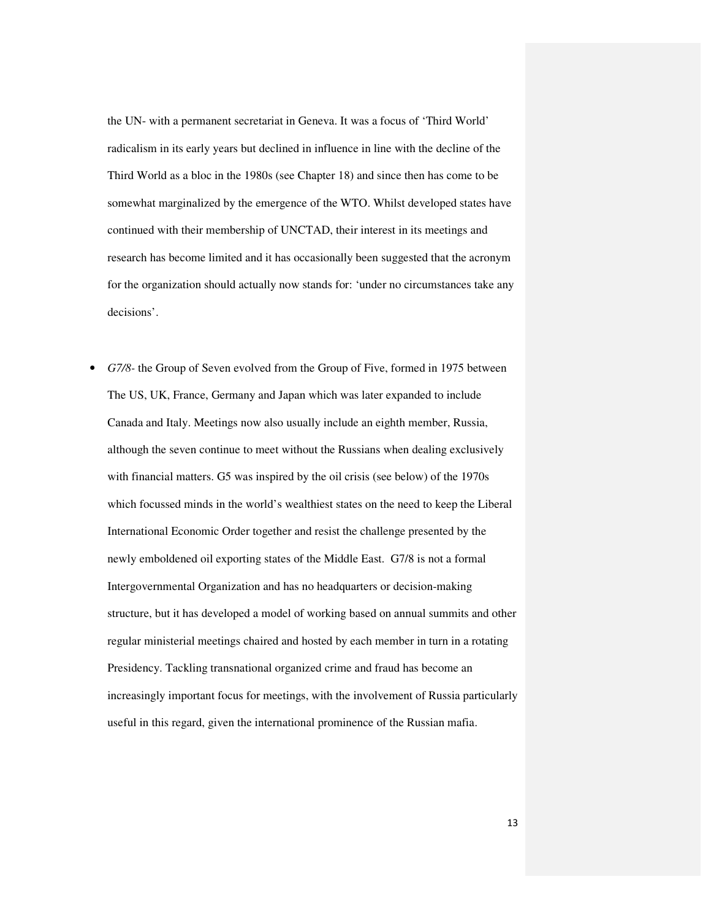the UN- with a permanent secretariat in Geneva. It was a focus of 'Third World' radicalism in its early years but declined in influence in line with the decline of the Third World as a bloc in the 1980s (see Chapter 18) and since then has come to be somewhat marginalized by the emergence of the WTO. Whilst developed states have continued with their membership of UNCTAD, their interest in its meetings and research has become limited and it has occasionally been suggested that the acronym for the organization should actually now stands for: 'under no circumstances take any decisions'.

- *G7/8*- the Group of Seven evolved from the Group of Five, formed in 1975 between The US, UK, France, Germany and Japan which was later expanded to include Canada and Italy. Meetings now also usually include an eighth member, Russia, although the seven continue to meet without the Russians when dealing exclusively with financial matters. G5 was inspired by the oil crisis (see below) of the 1970s which focussed minds in the world's wealthiest states on the need to keep the Liberal International Economic Order together and resist the challenge presented by the newly emboldened oil exporting states of the Middle East. G7/8 is not a formal Intergovernmental Organization and has no headquarters or decision-making structure, but it has developed a model of working based on annual summits and other regular ministerial meetings chaired and hosted by each member in turn in a rotating Presidency. Tackling transnational organized crime and fraud has become an increasingly important focus for meetings, with the involvement of Russia particularly useful in this regard, given the international prominence of the Russian mafia.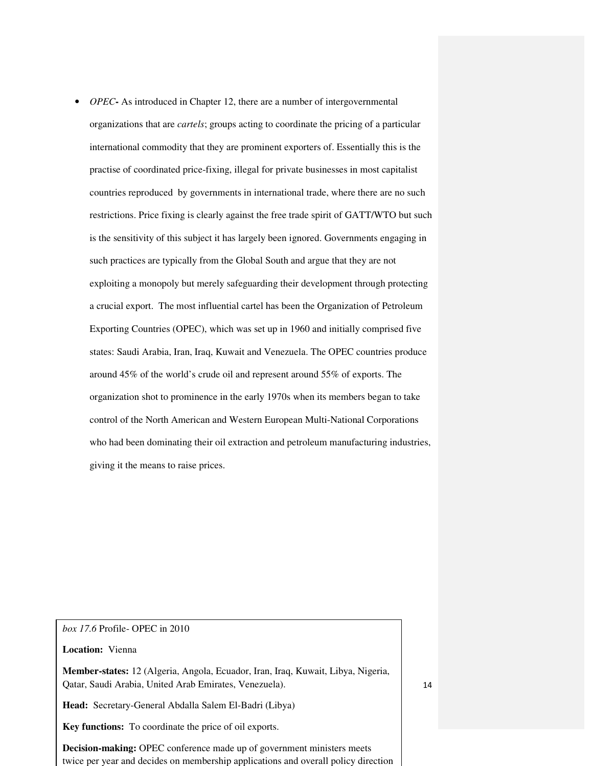- *OPEC*- As introduced in Chapter 12, there are a number of intergovernmental organizations that are *cartels*; groups acting to coordinate the pricing of a particular international commodity that they are prominent exporters of. Essentially this is the practise of coordinated price-fixing, illegal for private businesses in most capitalist countries reproduced by governments in international trade, where there are no such restrictions. Price fixing is clearly against the free trade spirit of GATT/WTO but such is the sensitivity of this subject it has largely been ignored. Governments engaging in such practices are typically from the Global South and argue that they are not exploiting a monopoly but merely safeguarding their development through protecting a crucial export. The most influential cartel has been the Organization of Petroleum Exporting Countries (OPEC), which was set up in 1960 and initially comprised five states: Saudi Arabia, Iran, Iraq, Kuwait and Venezuela. The OPEC countries produce around 45% of the world's crude oil and represent around 55% of exports. The organization shot to prominence in the early 1970s when its members began to take control of the North American and Western European Multi-National Corporations who had been dominating their oil extraction and petroleum manufacturing industries, giving it the means to raise prices.

*box 17.6* Profile- OPEC in 2010

**Location:** Vienna

**Member-states:** 12 (Algeria, Angola, Ecuador, Iran, Iraq, Kuwait, Libya, Nigeria, Qatar, Saudi Arabia, United Arab Emirates, Venezuela).

**Head:** Secretary-General Abdalla Salem El-Badri (Libya)

**Key functions:** To coordinate the price of oil exports.

**Decision-making:** OPEC conference made up of government ministers meets twice per year and decides on membership applications and overall policy direction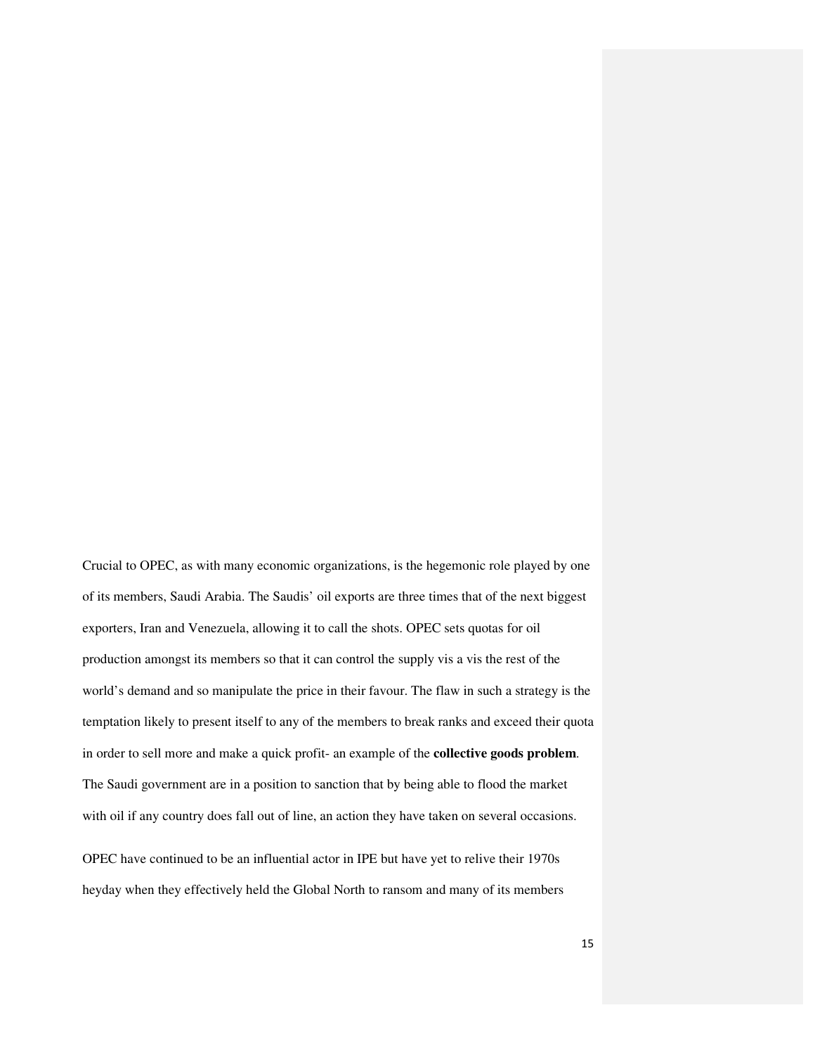Crucial to OPEC, as with many economic organizations, is the hegemonic role played by one of its members, Saudi Arabia. The Saudis' oil exports are three times that of the next biggest exporters, Iran and Venezuela, allowing it to call the shots. OPEC sets quotas for oil production amongst its members so that it can control the supply vis a vis the rest of the world's demand and so manipulate the price in their favour. The flaw in such a strategy is the temptation likely to present itself to any of the members to break ranks and exceed their quota in order to sell more and make a quick profit- an example of the **collective goods problem**. The Saudi government are in a position to sanction that by being able to flood the market with oil if any country does fall out of line, an action they have taken on several occasions.

OPEC have continued to be an influential actor in IPE but have yet to relive their 1970s heyday when they effectively held the Global North to ransom and many of its members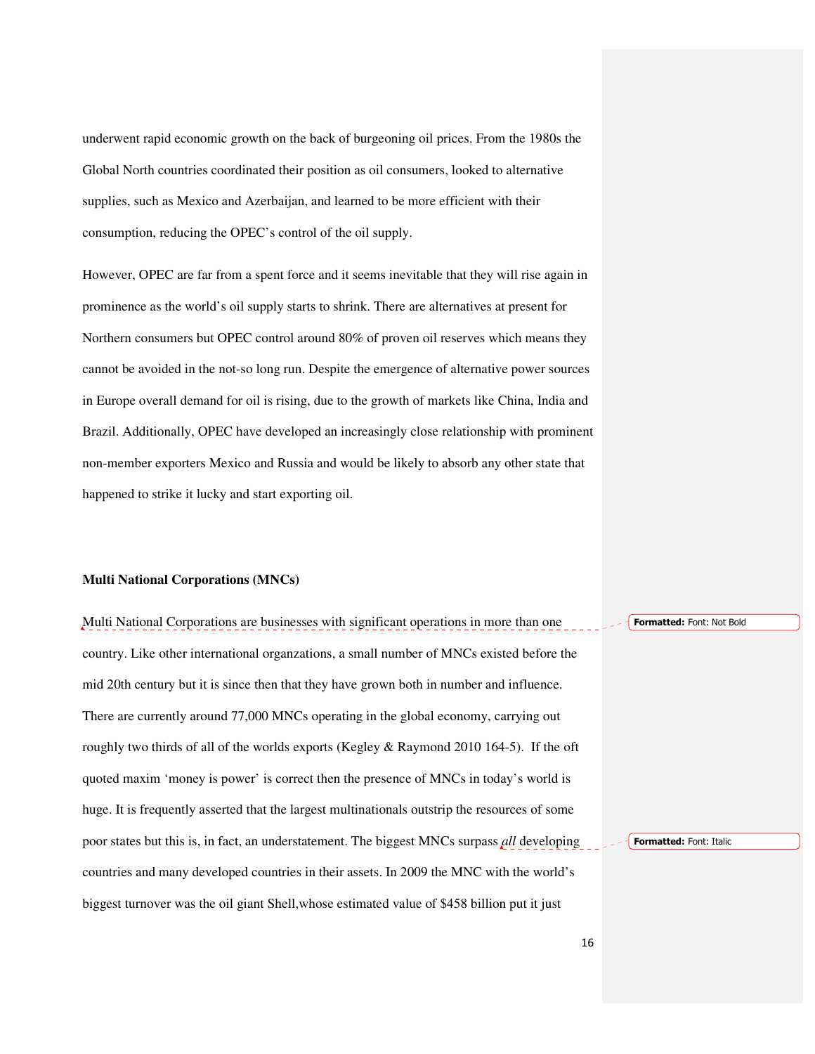underwent rapid economic growth on the back of burgeoning oil prices. From the 1980s the Global North countries coordinated their position as oil consumers, looked to alternative supplies, such as Mexico and Azerbaijan, and learned to be more efficient with their consumption, reducing the OPEC's control of the oil supply.

However, OPEC are far from a spent force and it seems inevitable that they will rise again in prominence as the world's oil supply starts to shrink. There are alternatives at present for Northern consumers but OPEC control around 80% of proven oil reserves which means they cannot be avoided in the not-so long run. Despite the emergence of alternative power sources in Europe overall demand for oil is rising, due to the growth of markets like China, India and Brazil. Additionally, OPEC have developed an increasingly close relationship with prominent non-member exporters Mexico and Russia and would be likely to absorb any other state that happened to strike it lucky and start exporting oil.

**Multi National Corporations (MNCs)**

Multi National Corporations are businesses with significant operations in more than one country. Like other international organzations, a small number of MNCs existed before the mid 20th century but it is since then that they have grown both in number and influence. There are currently around 77,000 MNCs operating in the global economy, carrying out roughly two thirds of all of the worlds exports (Kegley & Raymond 2010 164-5). If the oft quoted maxim 'money is power' is correct then the presence of MNCs in today's world is huge. It is frequently asserted that the largest multinationals outstrip the resources of some poor states but this is, in fact, an understatement. The biggest MNCs surpass *all* developing countries and many developed countries in their assets. In 2009 the MNC with the world's biggest turnover was the oil giant Shell,whose estimated value of $458 billion put it just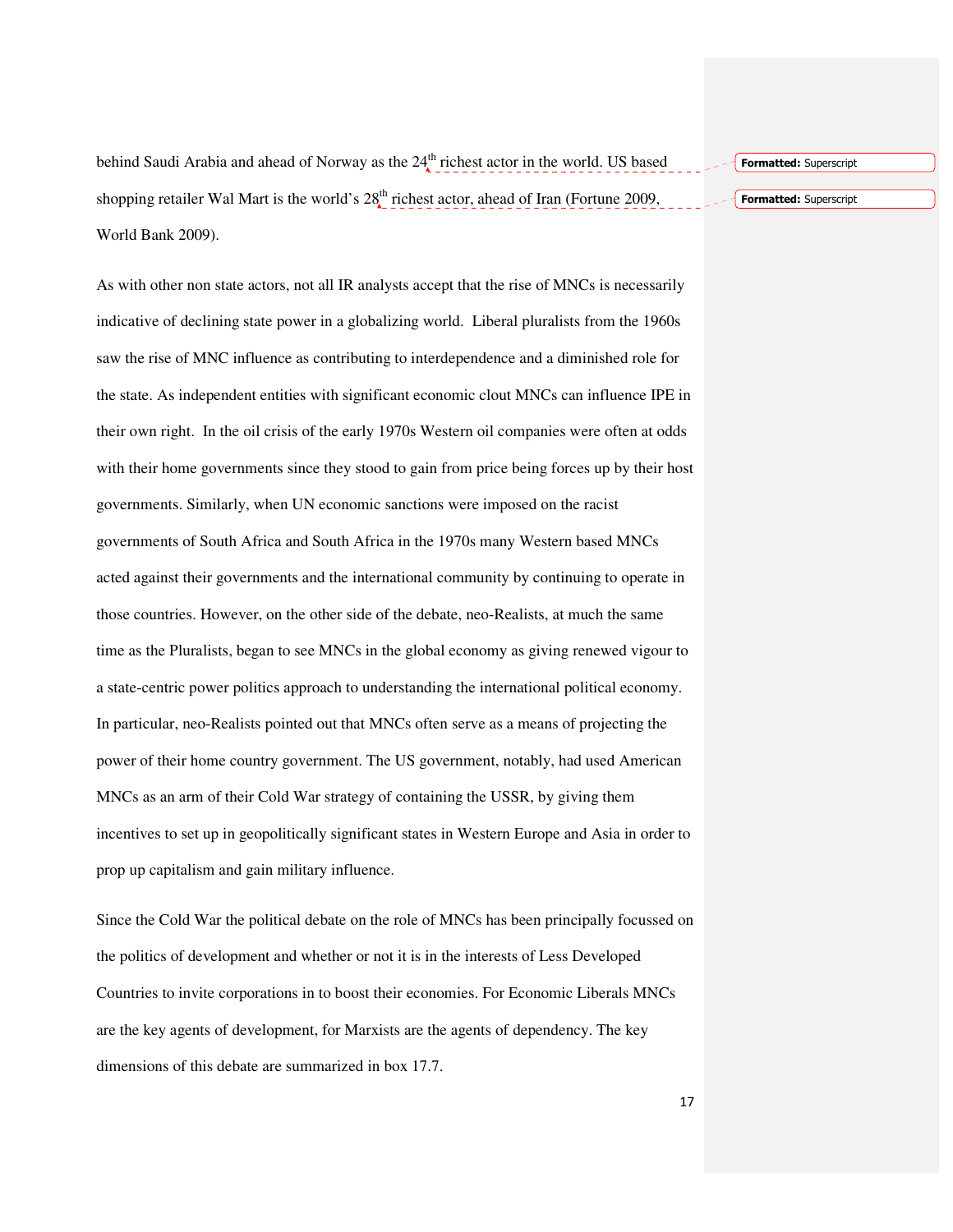behind Saudi Arabia and ahead of Norway as the $24^{th}$ richest actor in the world. US based shopping retailer Wal Mart is the world's $28^{th}$ richest actor, ahead of Iran (Fortune 2009, World Bank 2009).

As with other non state actors, not all IR analysts accept that the rise of MNCs is necessarily indicative of declining state power in a globalizing world. Liberal pluralists from the 1960s saw the rise of MNC influence as contributing to interdependence and a diminished role for the state. As independent entities with significant economic clout MNCs can influence IPE in their own right. In the oil crisis of the early 1970s Western oil companies were often at odds with their home governments since they stood to gain from price being forces up by their host governments. Similarly, when UN economic sanctions were imposed on the racist governments of South Africa and South Africa in the 1970s many Western based MNCs acted against their governments and the international community by continuing to operate in those countries. However, on the other side of the debate, neo-Realists, at much the same time as the Pluralists, began to see MNCs in the global economy as giving renewed vigour to a state-centric power politics approach to understanding the international political economy. In particular, neo-Realists pointed out that MNCs often serve as a means of projecting the power of their home country government. The US government, notably, had used American MNCs as an arm of their Cold War strategy of containing the USSR, by giving them incentives to set up in geopolitically significant states in Western Europe and Asia in order to prop up capitalism and gain military influence.

Since the Cold War the political debate on the role of MNCs has been principally focussed on the politics of development and whether or not it is in the interests of Less Developed Countries to invite corporations in to boost their economies. For Economic Liberals MNCs are the key agents of development, for Marxists are the agents of dependency. The key dimensions of this debate are summarized in box 17.7.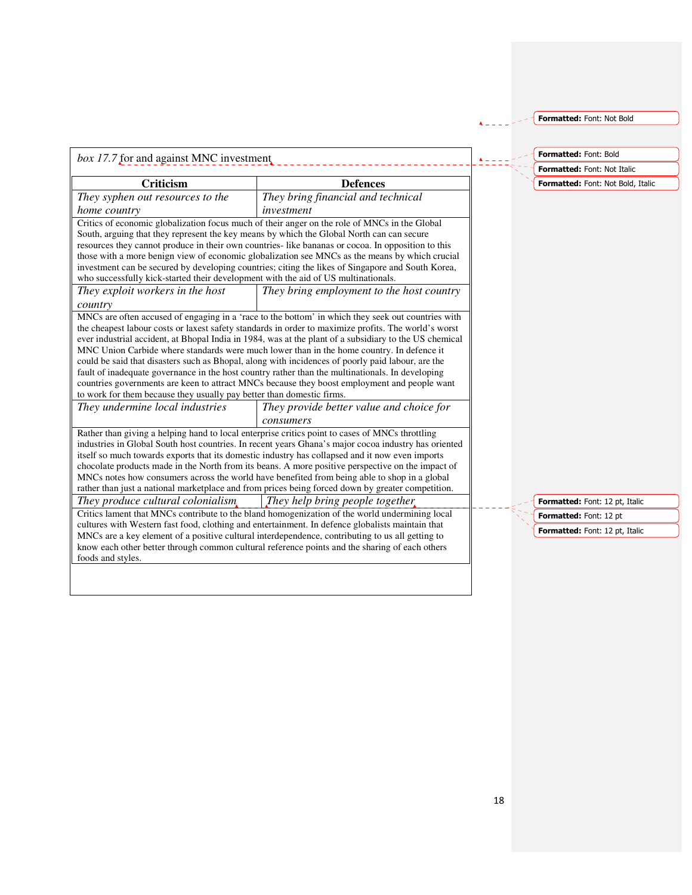*box 17.7* for and against MNC investment

| Criticism | Defences |
| --- | --- |
| *They syphen out resources to the home country* | *They bring financial and technical investment* |
| Critics of economic globalization focus much of their anger on the role of MNCs in the Global South, arguing that they represent the key means by which the Global North can can secure resources they cannot produce in their own countries- like bananas or cocoa. In opposition to this those with a more benign view of economic globalization see MNCs as the means by which crucial investment can be secured by developing countries; citing the likes of Singapore and South Korea, who successfully kick-started their development with the aid of US multinationals. | |
| *They exploit workers in the host country* | *They bring employment to the host country* |
| MNCs are often accused of engaging in a 'race to the bottom' in which they seek out countries with the cheapest labour costs or laxest safety standards in order to maximize profits. The world's worst ever industrial accident, at Bhopal India in 1984, was at the plant of a subsidiary to the US chemical MNC Union Carbide where standards were much lower than in the home country. In defence it could be said that disasters such as Bhopal, along with incidences of poorly paid labour, are the fault of inadequate governance in the host country rather than the multinationals. In developing countries governments are keen to attract MNCs because they boost employment and people want to work for them because they usually pay better than domestic firms. | |
| *They undermine local industries* | *They provide better value and choice for consumers* |
| Rather than giving a helping hand to local enterprise critics point to cases of MNCs throttling industries in Global South host countries. In recent years Ghana's major cocoa industry has oriented itself so much towards exports that its domestic industry has collapsed and it now even imports chocolate products made in the North from its beans. A more positive perspective on the impact of MNCs notes how consumers across the world have benefited from being able to shop in a global rather than just a national marketplace and from prices being forced down by greater competition. | |
| *They produce cultural colonialism* | *They help bring people together* |
| Critics lament that MNCs contribute to the bland homogenization of the world undermining local cultures with Western fast food, clothing and entertainment. In defence globalists maintain that MNCs are a key element of a positive cultural interdependence, contributing to us all getting to know each other better through common cultural reference points and the sharing of each others foods and styles. | |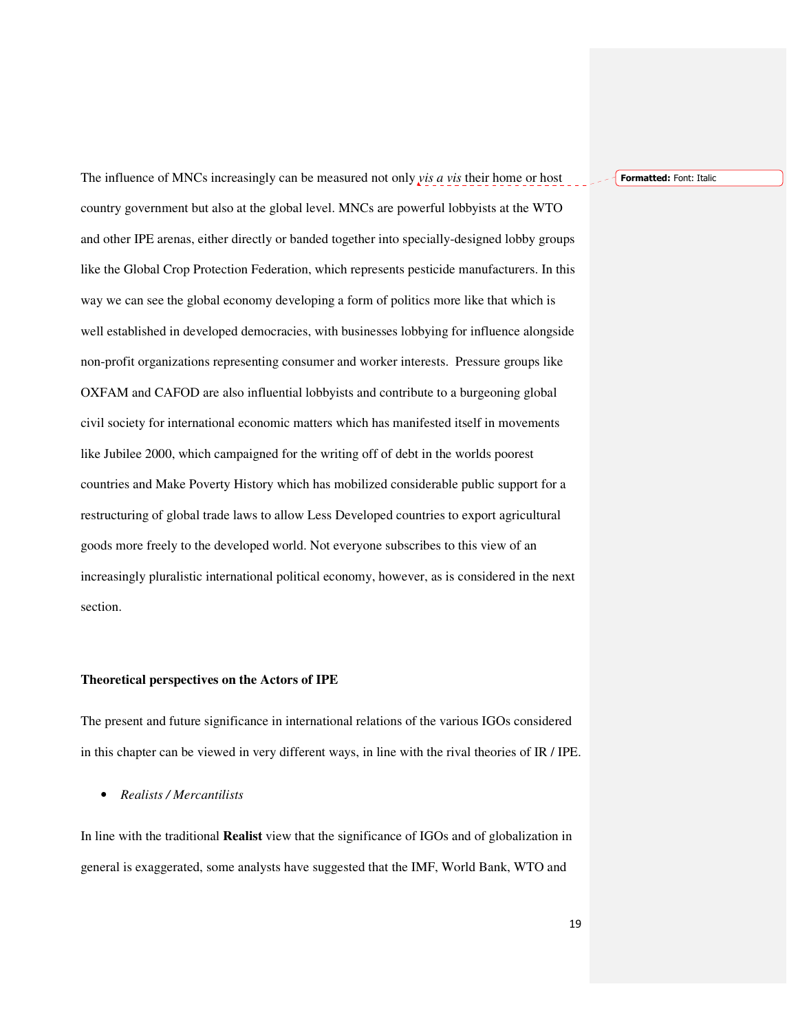The influence of MNCs increasingly can be measured not only *vis a vis* their home or host country government but also at the global level. MNCs are powerful lobbyists at the WTO and other IPE arenas, either directly or banded together into specially-designed lobby groups like the Global Crop Protection Federation, which represents pesticide manufacturers. In this way we can see the global economy developing a form of politics more like that which is well established in developed democracies, with businesses lobbying for influence alongside non-profit organizations representing consumer and worker interests. Pressure groups like OXFAM and CAFOD are also influential lobbyists and contribute to a burgeoning global civil society for international economic matters which has manifested itself in movements like Jubilee 2000, which campaigned for the writing off of debt in the worlds poorest countries and Make Poverty History which has mobilized considerable public support for a restructuring of global trade laws to allow Less Developed countries to export agricultural goods more freely to the developed world. Not everyone subscribes to this view of an increasingly pluralistic international political economy, however, as is considered in the next section.

**Theoretical perspectives on the Actors of IPE**

The present and future significance in international relations of the various IGOs considered in this chapter can be viewed in very different ways, in line with the rival theories of IR / IPE.

- *Realists / Mercantilists*

In line with the traditional **Realist** view that the significance of IGOs and of globalization in general is exaggerated, some analysts have suggested that the IMF, World Bank, WTO and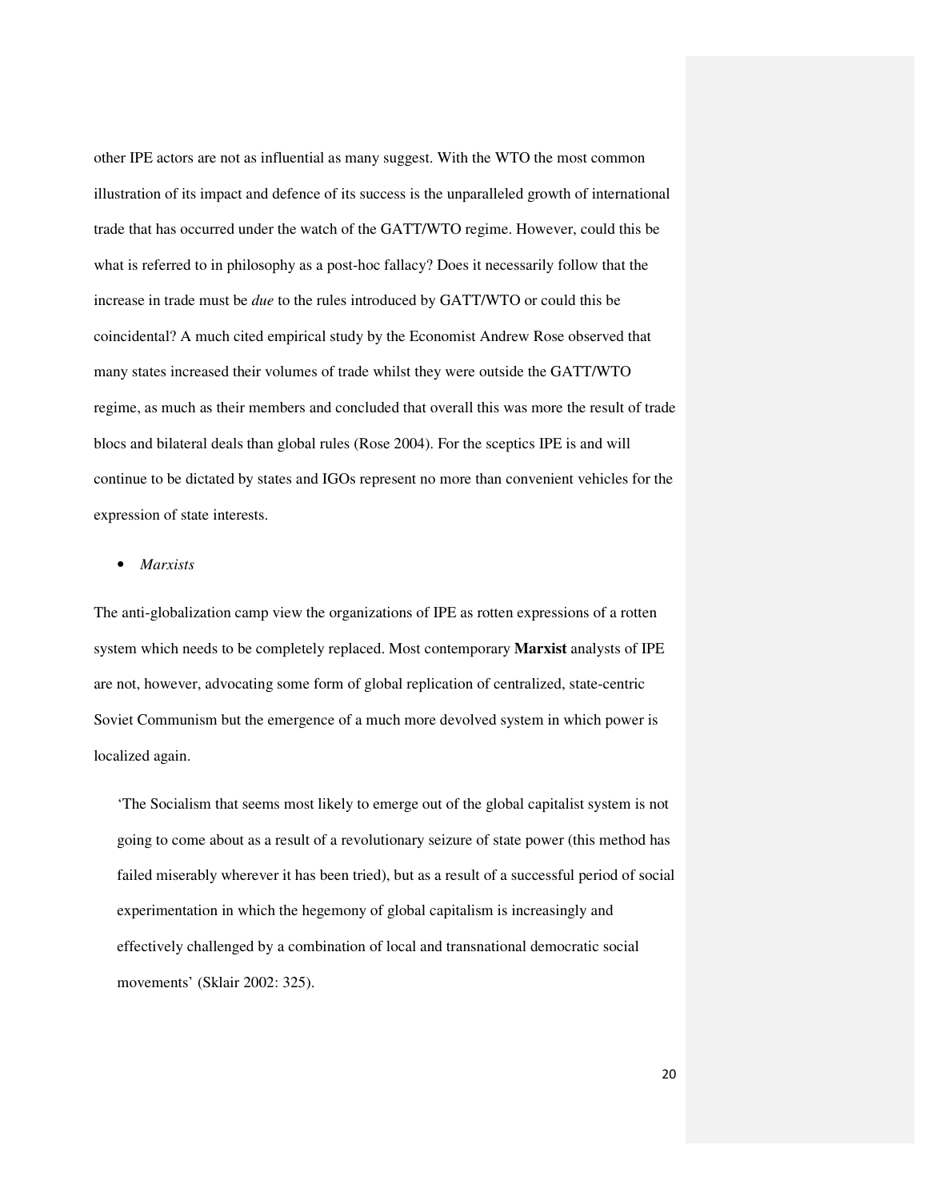other IPE actors are not as influential as many suggest. With the WTO the most common illustration of its impact and defence of its success is the unparalleled growth of international trade that has occurred under the watch of the GATT/WTO regime. However, could this be what is referred to in philosophy as a post-hoc fallacy? Does it necessarily follow that the increase in trade must be *due* to the rules introduced by GATT/WTO or could this be coincidental? A much cited empirical study by the Economist Andrew Rose observed that many states increased their volumes of trade whilst they were outside the GATT/WTO regime, as much as their members and concluded that overall this was more the result of trade blocs and bilateral deals than global rules (Rose 2004). For the sceptics IPE is and will continue to be dictated by states and IGOs represent no more than convenient vehicles for the expression of state interests.

- *Marxists*

The anti-globalization camp view the organizations of IPE as rotten expressions of a rotten system which needs to be completely replaced. Most contemporary **Marxist** analysts of IPE are not, however, advocating some form of global replication of centralized, state-centric Soviet Communism but the emergence of a much more devolved system in which power is localized again.

> 'The Socialism that seems most likely to emerge out of the global capitalist system is not going to come about as a result of a revolutionary seizure of state power (this method has failed miserably wherever it has been tried), but as a result of a successful period of social experimentation in which the hegemony of global capitalism is increasingly and effectively challenged by a combination of local and transnational democratic social movements' (Sklair 2002: 325).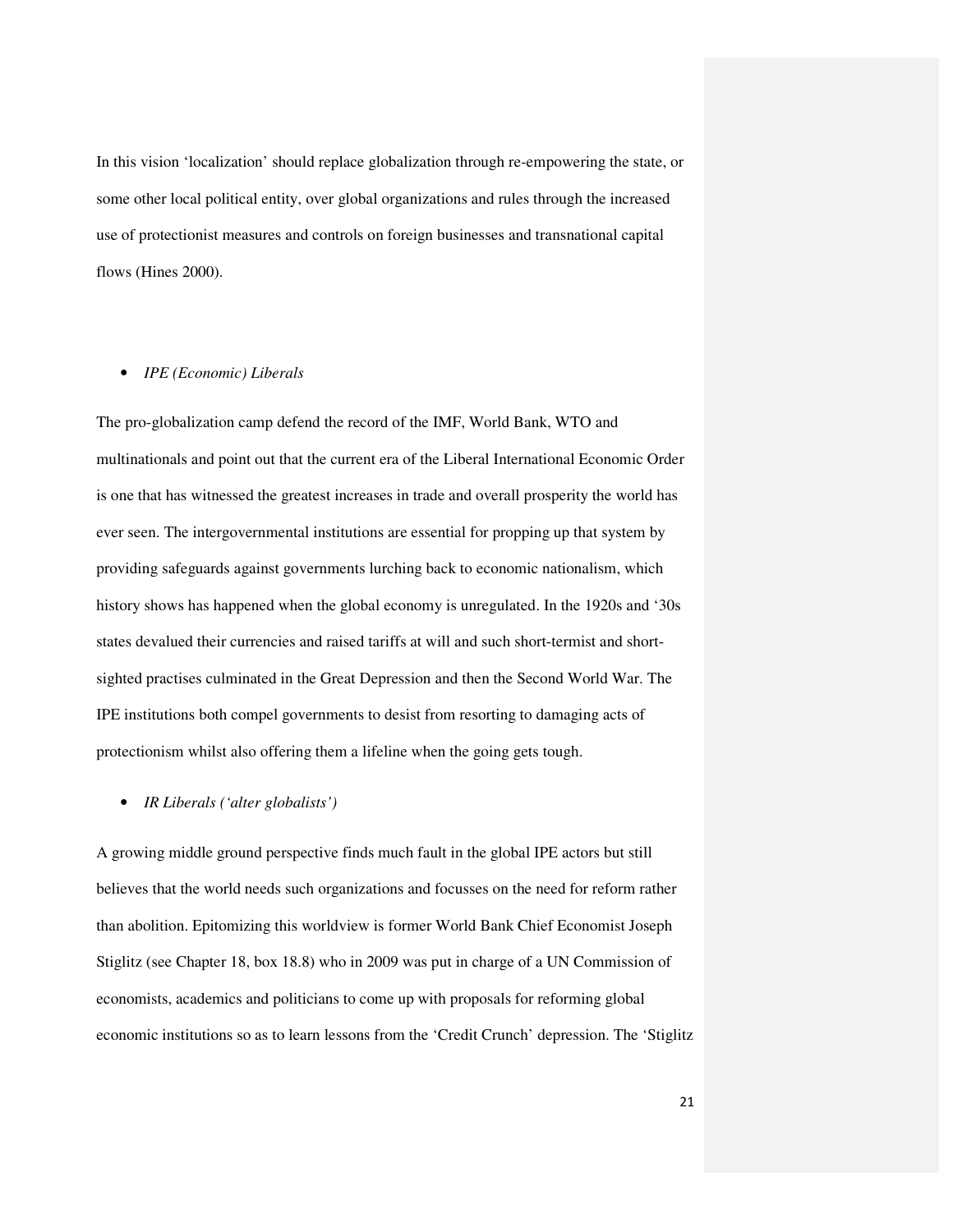In this vision 'localization' should replace globalization through re-empowering the state, or some other local political entity, over global organizations and rules through the increased use of protectionist measures and controls on foreign businesses and transnational capital flows (Hines 2000).

- *IPE (Economic) Liberals*

The pro-globalization camp defend the record of the IMF, World Bank, WTO and multinationals and point out that the current era of the Liberal International Economic Order is one that has witnessed the greatest increases in trade and overall prosperity the world has ever seen. The intergovernmental institutions are essential for propping up that system by providing safeguards against governments lurching back to economic nationalism, which history shows has happened when the global economy is unregulated. In the 1920s and '30s states devalued their currencies and raised tariffs at will and such short-termist and short-sighted practises culminated in the Great Depression and then the Second World War. The IPE institutions both compel governments to desist from resorting to damaging acts of protectionism whilst also offering them a lifeline when the going gets tough.

- *IR Liberals ('alter globalists')*

A growing middle ground perspective finds much fault in the global IPE actors but still believes that the world needs such organizations and focusses on the need for reform rather than abolition. Epitomizing this worldview is former World Bank Chief Economist Joseph Stiglitz (see Chapter 18, box 18.8) who in 2009 was put in charge of a UN Commission of economists, academics and politicians to come up with proposals for reforming global economic institutions so as to learn lessons from the 'Credit Crunch' depression. The 'Stiglitz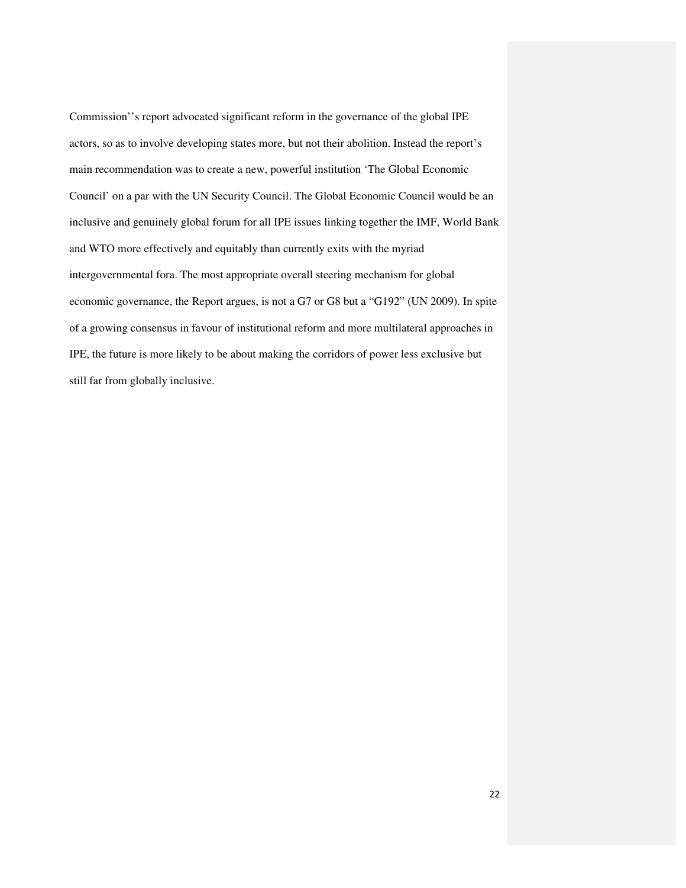Commission’’s report advocated significant reform in the governance of the global IPE actors, so as to involve developing states more, but not their abolition. Instead the report’s main recommendation was to create a new, powerful institution ‘The Global Economic Council’ on a par with the UN Security Council. The Global Economic Council would be an inclusive and genuinely global forum for all IPE issues linking together the IMF, World Bank and WTO more effectively and equitably than currently exits with the myriad intergovernmental fora. The most appropriate overall steering mechanism for global economic governance, the Report argues, is not a G7 or G8 but a “G192” (UN 2009). In spite of a growing consensus in favour of institutional reform and more multilateral approaches in IPE, the future is more likely to be about making the corridors of power less exclusive but still far from globally inclusive.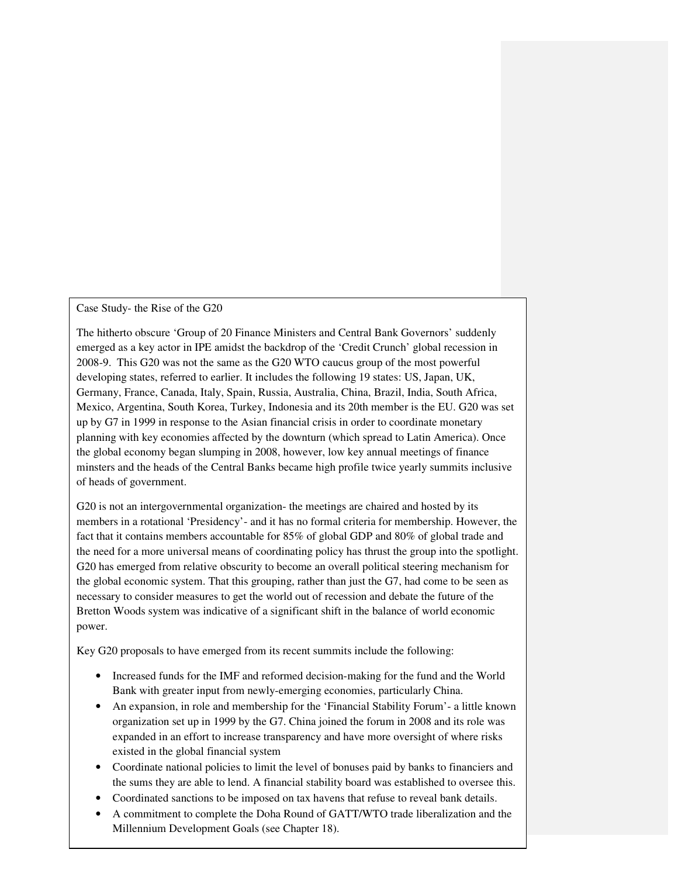Case Study- the Rise of the G20

The hitherto obscure ‘Group of 20 Finance Ministers and Central Bank Governors’ suddenly emerged as a key actor in IPE amidst the backdrop of the ‘Credit Crunch’ global recession in 2008-9. This G20 was not the same as the G20 WTO caucus group of the most powerful developing states, referred to earlier. It includes the following 19 states: US, Japan, UK, Germany, France, Canada, Italy, Spain, Russia, Australia, China, Brazil, India, South Africa, Mexico, Argentina, South Korea, Turkey, Indonesia and its 20th member is the EU. G20 was set up by G7 in 1999 in response to the Asian financial crisis in order to coordinate monetary planning with key economies affected by the downturn (which spread to Latin America). Once the global economy began slumping in 2008, however, low key annual meetings of finance minsters and the heads of the Central Banks became high profile twice yearly summits inclusive of heads of government.

G20 is not an intergovernmental organization- the meetings are chaired and hosted by its members in a rotational ‘Presidency’- and it has no formal criteria for membership. However, the fact that it contains members accountable for 85% of global GDP and 80% of global trade and the need for a more universal means of coordinating policy has thrust the group into the spotlight. G20 has emerged from relative obscurity to become an overall political steering mechanism for the global economic system. That this grouping, rather than just the G7, had come to be seen as necessary to consider measures to get the world out of recession and debate the future of the Bretton Woods system was indicative of a significant shift in the balance of world economic power.

Key G20 proposals to have emerged from its recent summits include the following:

- Increased funds for the IMF and reformed decision-making for the fund and the World Bank with greater input from newly-emerging economies, particularly China.
- An expansion, in role and membership for the ‘Financial Stability Forum’- a little known organization set up in 1999 by the G7. China joined the forum in 2008 and its role was expanded in an effort to increase transparency and have more oversight of where risks existed in the global financial system
- Coordinate national policies to limit the level of bonuses paid by banks to financiers and the sums they are able to lend. A financial stability board was established to oversee this.
- Coordinated sanctions to be imposed on tax havens that refuse to reveal bank details.
- A commitment to complete the Doha Round of GATT/WTO trade liberalization and the Millennium Development Goals (see Chapter 18).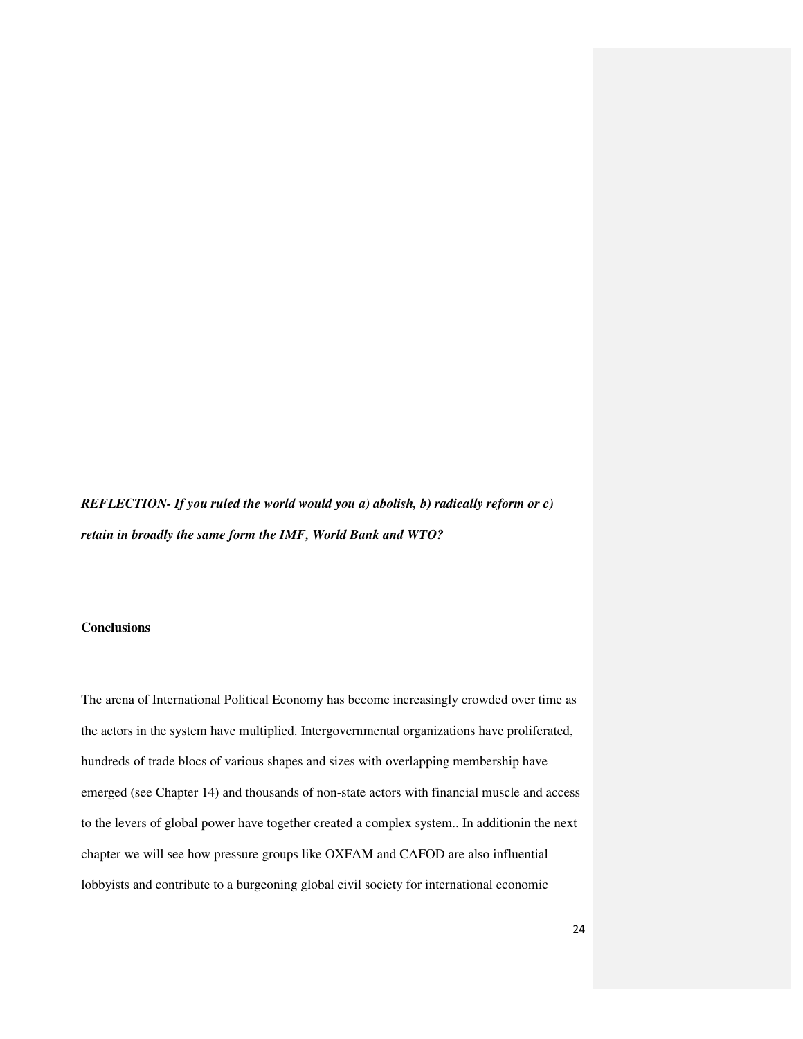***REFLECTION- If you ruled the world would you a) abolish, b) radically reform or c) retain in broadly the same form the IMF, World Bank and WTO?***

**Conclusions**

The arena of International Political Economy has become increasingly crowded over time as the actors in the system have multiplied. Intergovernmental organizations have proliferated, hundreds of trade blocs of various shapes and sizes with overlapping membership have emerged (see Chapter 14) and thousands of non-state actors with financial muscle and access to the levers of global power have together created a complex system.. In additionin the next chapter we will see how pressure groups like OXFAM and CAFOD are also influential lobbyists and contribute to a burgeoning global civil society for international economic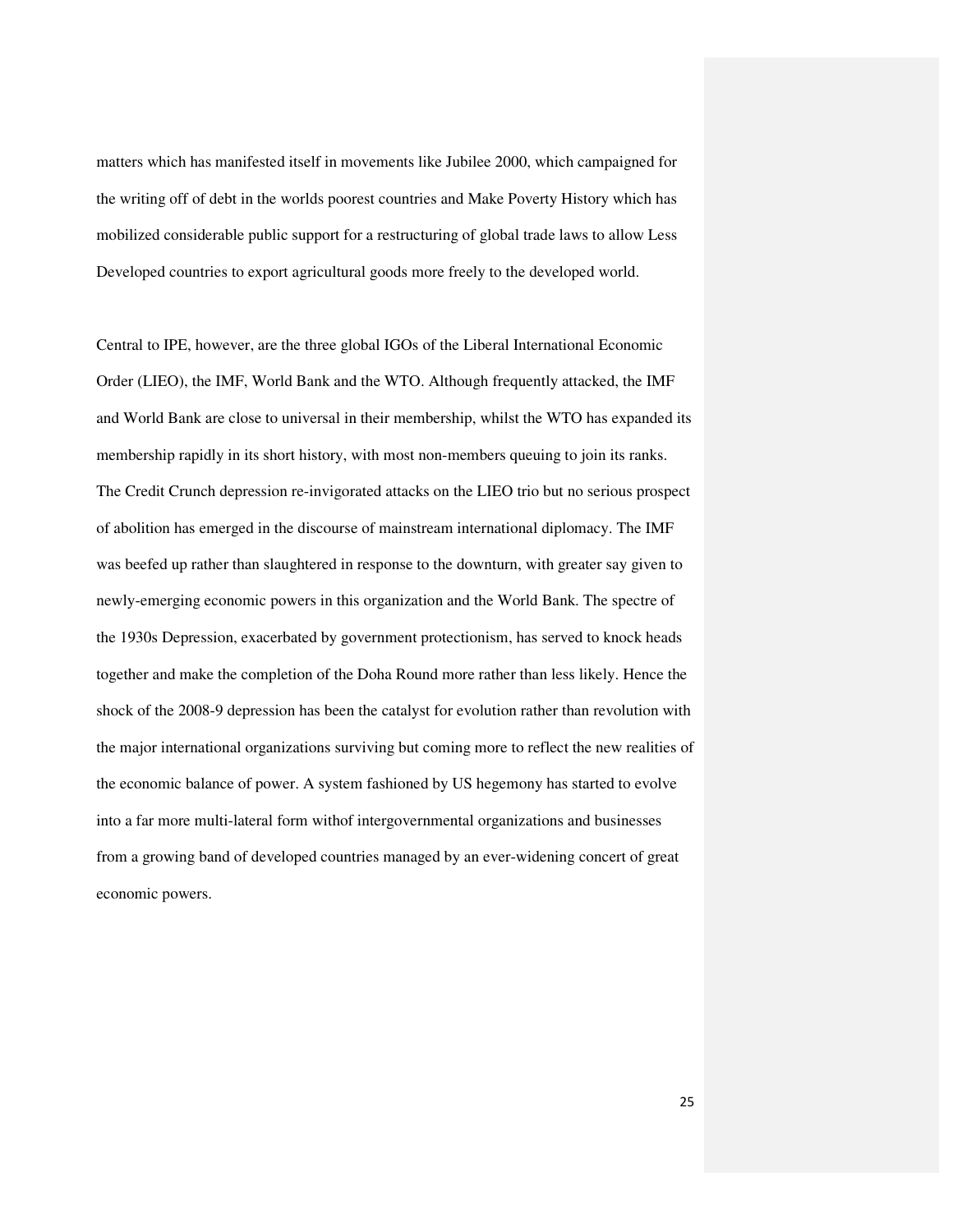matters which has manifested itself in movements like Jubilee 2000, which campaigned for the writing off of debt in the worlds poorest countries and Make Poverty History which has mobilized considerable public support for a restructuring of global trade laws to allow Less Developed countries to export agricultural goods more freely to the developed world.

Central to IPE, however, are the three global IGOs of the Liberal International Economic Order (LIEO), the IMF, World Bank and the WTO. Although frequently attacked, the IMF and World Bank are close to universal in their membership, whilst the WTO has expanded its membership rapidly in its short history, with most non-members queuing to join its ranks. The Credit Crunch depression re-invigorated attacks on the LIEO trio but no serious prospect of abolition has emerged in the discourse of mainstream international diplomacy. The IMF was beefed up rather than slaughtered in response to the downturn, with greater say given to newly-emerging economic powers in this organization and the World Bank. The spectre of the 1930s Depression, exacerbated by government protectionism, has served to knock heads together and make the completion of the Doha Round more rather than less likely. Hence the shock of the 2008-9 depression has been the catalyst for evolution rather than revolution with the major international organizations surviving but coming more to reflect the new realities of the economic balance of power. A system fashioned by US hegemony has started to evolve into a far more multi-lateral form withof intergovernmental organizations and businesses from a growing band of developed countries managed by an ever-widening concert of great economic powers.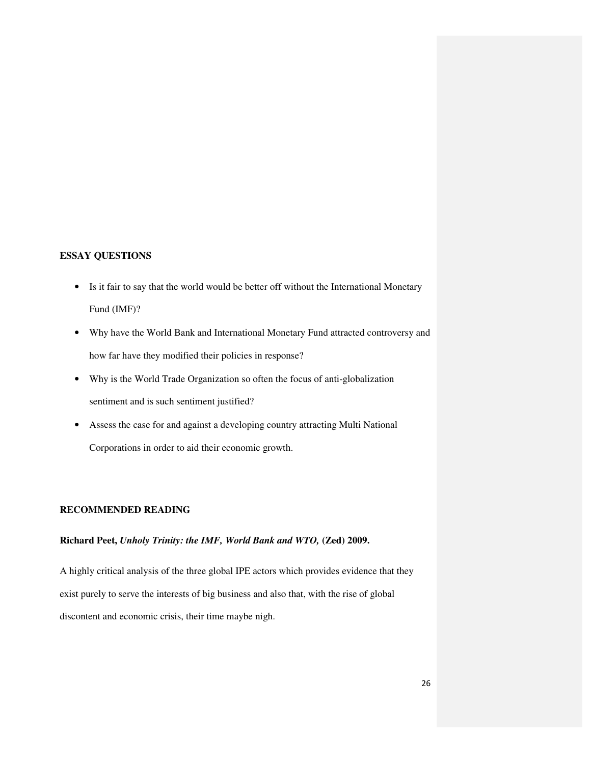## ESSAY QUESTIONS

- Is it fair to say that the world would be better off without the International Monetary Fund (IMF)?
- Why have the World Bank and International Monetary Fund attracted controversy and how far have they modified their policies in response?
- Why is the World Trade Organization so often the focus of anti-globalization sentiment and is such sentiment justified?
- Assess the case for and against a developing country attracting Multi National Corporations in order to aid their economic growth.

## RECOMMENDED READING

**Richard Peet, *Unholy Trinity: the IMF, World Bank and WTO,* (Zed) 2009.**

A highly critical analysis of the three global IPE actors which provides evidence that they exist purely to serve the interests of big business and also that, with the rise of global discontent and economic crisis, their time maybe nigh.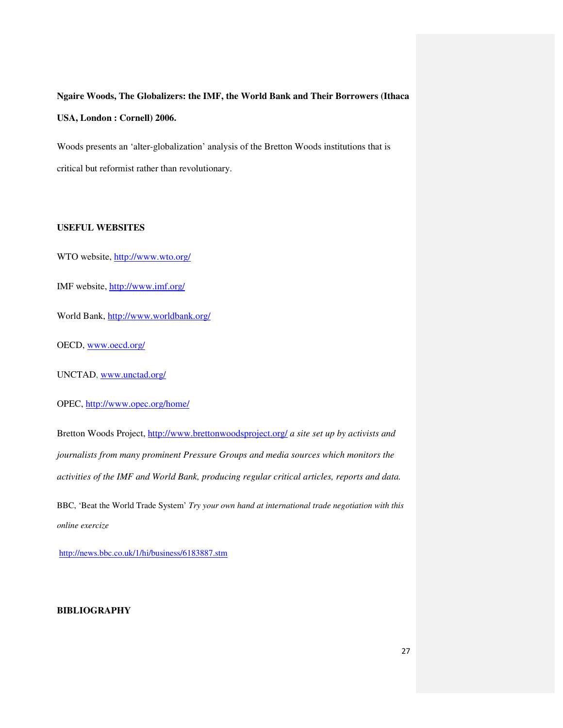**Ngaire Woods, The Globalizers: the IMF, the World Bank and Their Borrowers (Ithaca USA, London : Cornell) 2006.**

Woods presents an 'alter-globalization' analysis of the Bretton Woods institutions that is critical but reformist rather than revolutionary.

## USEFUL WEBSITES

WTO website, http://www.wto.org/

IMF website, http://www.imf.org/

World Bank, http://www.worldbank.org/

OECD, www.oecd.org/

UNCTAD, www.unctad.org/

OPEC, http://www.opec.org/home/

Bretton Woods Project, http://www.brettonwoodsproject.org/ *a site set up by activists and journalists from many prominent Pressure Groups and media sources which monitors the activities of the IMF and World Bank, producing regular critical articles, reports and data.*

BBC, 'Beat the World Trade System' *Try your own hand at international trade negotiation with this online exercize*

http://news.bbc.co.uk/1/hi/business/6183887.stm

## BIBLIOGRAPHY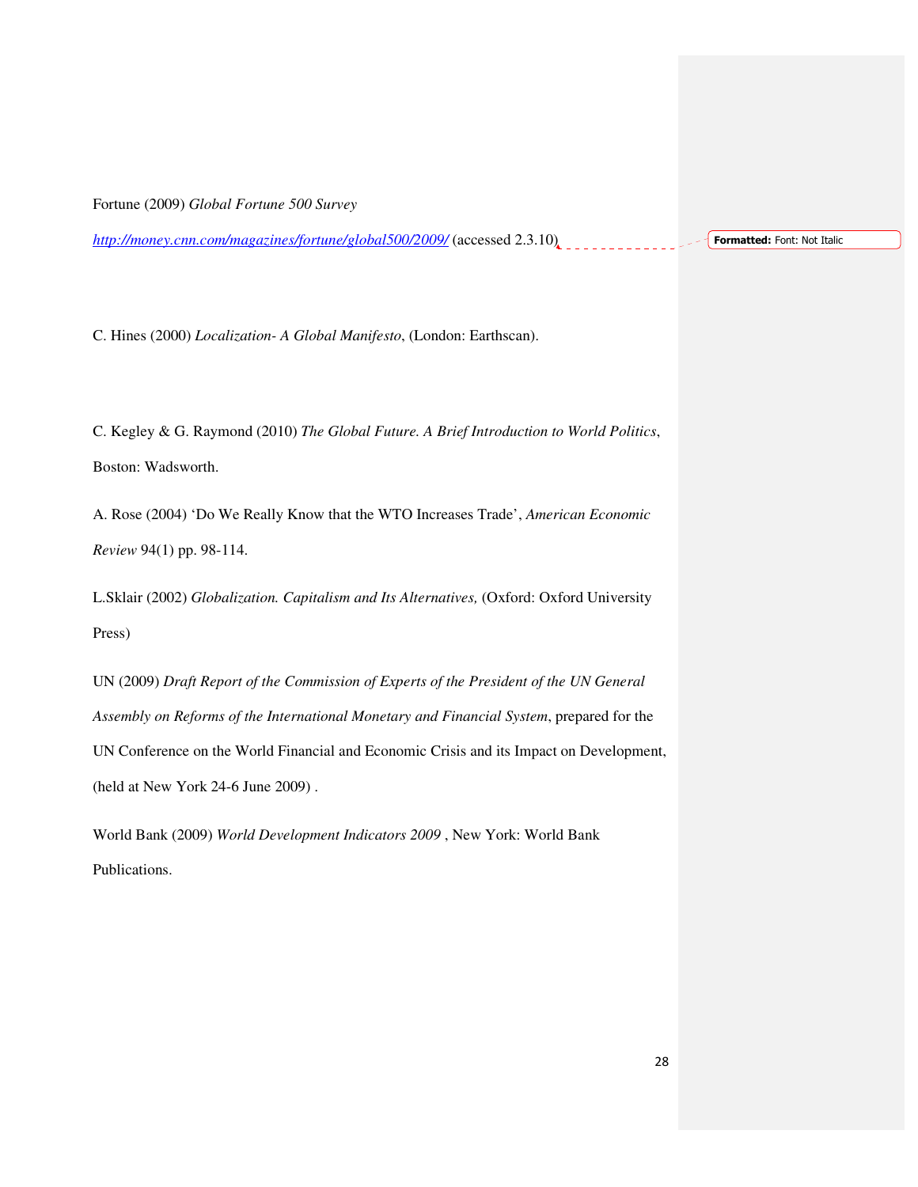Fortune (2009) *Global Fortune 500 Survey*

http://money.cnn.com/magazines/fortune/global500/2009/ (accessed 2.3.10)

C. Hines (2000) *Localization- A Global Manifesto*, (London: Earthscan).

C. Kegley & G. Raymond (2010) *The Global Future. A Brief Introduction to World Politics*, Boston: Wadsworth.

A. Rose (2004) 'Do We Really Know that the WTO Increases Trade', *American Economic Review* 94(1) pp. 98-114.

L.Sklair (2002) *Globalization. Capitalism and Its Alternatives,* (Oxford: Oxford University Press)

UN (2009) *Draft Report of the Commission of Experts of the President of the UN General Assembly on Reforms of the International Monetary and Financial System*, prepared for the UN Conference on the World Financial and Economic Crisis and its Impact on Development, (held at New York 24-6 June 2009) .

World Bank (2009) *World Development Indicators 2009* , New York: World Bank Publications.